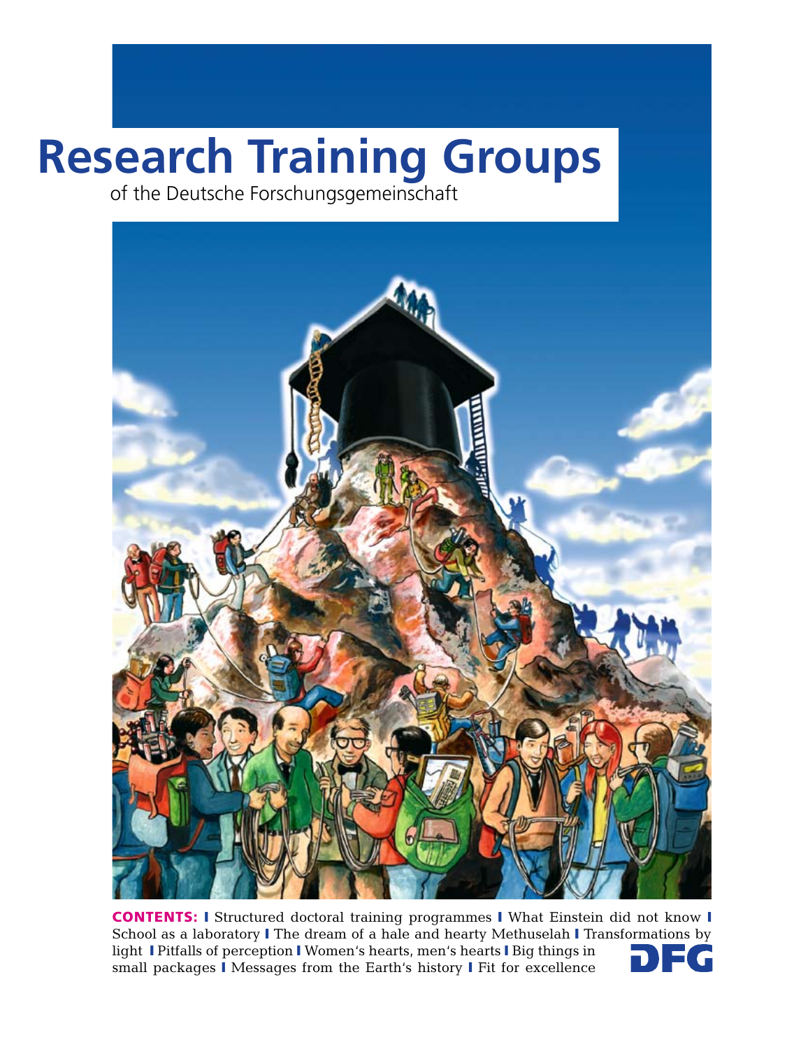# Research Training Groups

of the Deutsche Forschungsgemeinschaft

**CONTENTS:** I Structured doctoral training programmes I What Einstein did not know I School as a laboratory I The dream of a hale and hearty Methuselah I Transformations by light I Pitfalls of perception I Women's hearts, men's hearts I Big things in small packages I Messages from the Earth's history I Fit for excellence

DFG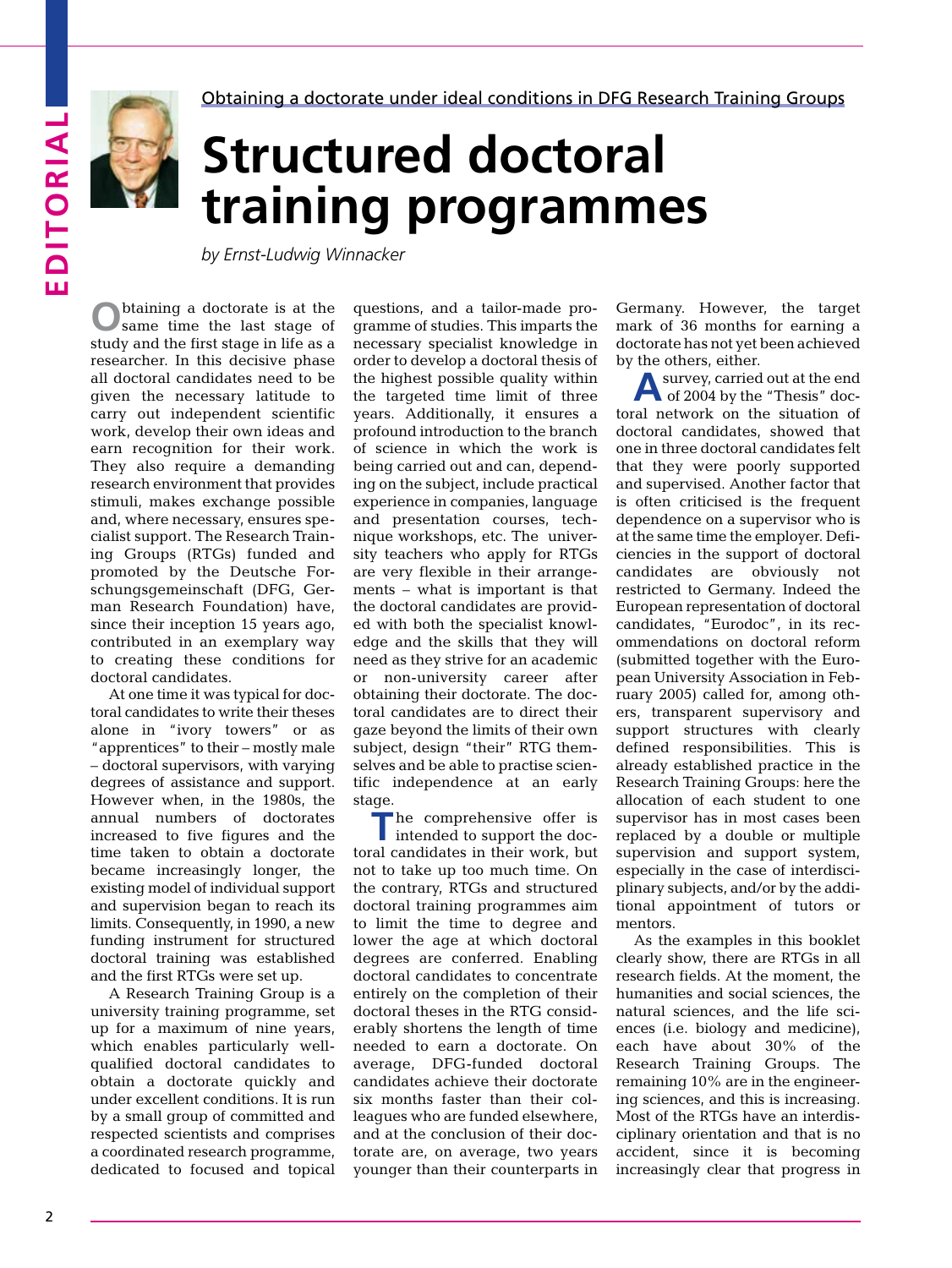Obtaining a doctorate under ideal conditions in DFG Research Training Groups

# Structured doctoral training programmes

*by Ernst-Ludwig Winnacker*

Obtaining a doctorate is at the same time the last stage of study and the first stage in life as a researcher. In this decisive phase all doctoral candidates need to be given the necessary latitude to carry out independent scientific work, develop their own ideas and earn recognition for their work. They also require a demanding research environment that provides stimuli, makes exchange possible and, where necessary, ensures specialist support. The Research Training Groups (RTGs) funded and promoted by the Deutsche Forschungsgemeinschaft (DFG, German Research Foundation) have, since their inception 15 years ago, contributed in an exemplary way to creating these conditions for doctoral candidates.

At one time it was typical for doctoral candidates to write their theses alone in "ivory towers" or as "apprentices" to their – mostly male – doctoral supervisors, with varying degrees of assistance and support. However when, in the 1980s, the annual numbers of doctorates increased to five figures and the time taken to obtain a doctorate became increasingly longer, the existing model of individual support and supervision began to reach its limits. Consequently, in 1990, a new funding instrument for structured doctoral training was established and the first RTGs were set up.

A Research Training Group is a university training programme, set up for a maximum of nine years, which enables particularly well-qualified doctoral candidates to obtain a doctorate quickly and under excellent conditions. It is run by a small group of committed and respected scientists and comprises a coordinated research programme, dedicated to focused and topical questions, and a tailor-made programme of studies. This imparts the necessary specialist knowledge in order to develop a doctoral thesis of the highest possible quality within the targeted time limit of three years. Additionally, it ensures a profound introduction to the branch of science in which the work is being carried out and can, depending on the subject, include practical experience in companies, language and presentation courses, technique workshops, etc. The university teachers who apply for RTGs are very flexible in their arrangements – what is important is that the doctoral candidates are provided with both the specialist knowledge and the skills that they will need as they strive for an academic or non-university career after obtaining their doctorate. The doctoral candidates are to direct their gaze beyond the limits of their own subject, design "their" RTG themselves and be able to practise scientific independence at an early stage.

The comprehensive offer is intended to support the doctoral candidates in their work, but not to take up too much time. On the contrary, RTGs and structured doctoral training programmes aim to limit the time to degree and lower the age at which doctoral degrees are conferred. Enabling doctoral candidates to concentrate entirely on the completion of their doctoral theses in the RTG considerably shortens the length of time needed to earn a doctorate. On average, DFG-funded doctoral candidates achieve their doctorate six months faster than their colleagues who are funded elsewhere, and at the conclusion of their doctorate are, on average, two years younger than their counterparts in Germany. However, the target mark of 36 months for earning a doctorate has not yet been achieved by the others, either.

A survey, carried out at the end of 2004 by the "Thesis" doctoral network on the situation of doctoral candidates, showed that one in three doctoral candidates felt that they were poorly supported and supervised. Another factor that is often criticised is the frequent dependence on a supervisor who is at the same time the employer. Deficiencies in the support of doctoral candidates are obviously not restricted to Germany. Indeed the European representation of doctoral candidates, "Eurodoc", in its recommendations on doctoral reform (submitted together with the European University Association in February 2005) called for, among others, transparent supervisory and support structures with clearly defined responsibilities. This is already established practice in the Research Training Groups: here the allocation of each student to one supervisor has in most cases been replaced by a double or multiple supervision and support system, especially in the case of interdisciplinary subjects, and/or by the additional appointment of tutors or mentors.

As the examples in this booklet clearly show, there are RTGs in all research fields. At the moment, the humanities and social sciences, the natural sciences, and the life sciences (i.e. biology and medicine), each have about 30% of the Research Training Groups. The remaining 10% are in the engineering sciences, and this is increasing. Most of the RTGs have an interdisciplinary orientation and that is no accident, since it is becoming increasingly clear that progress in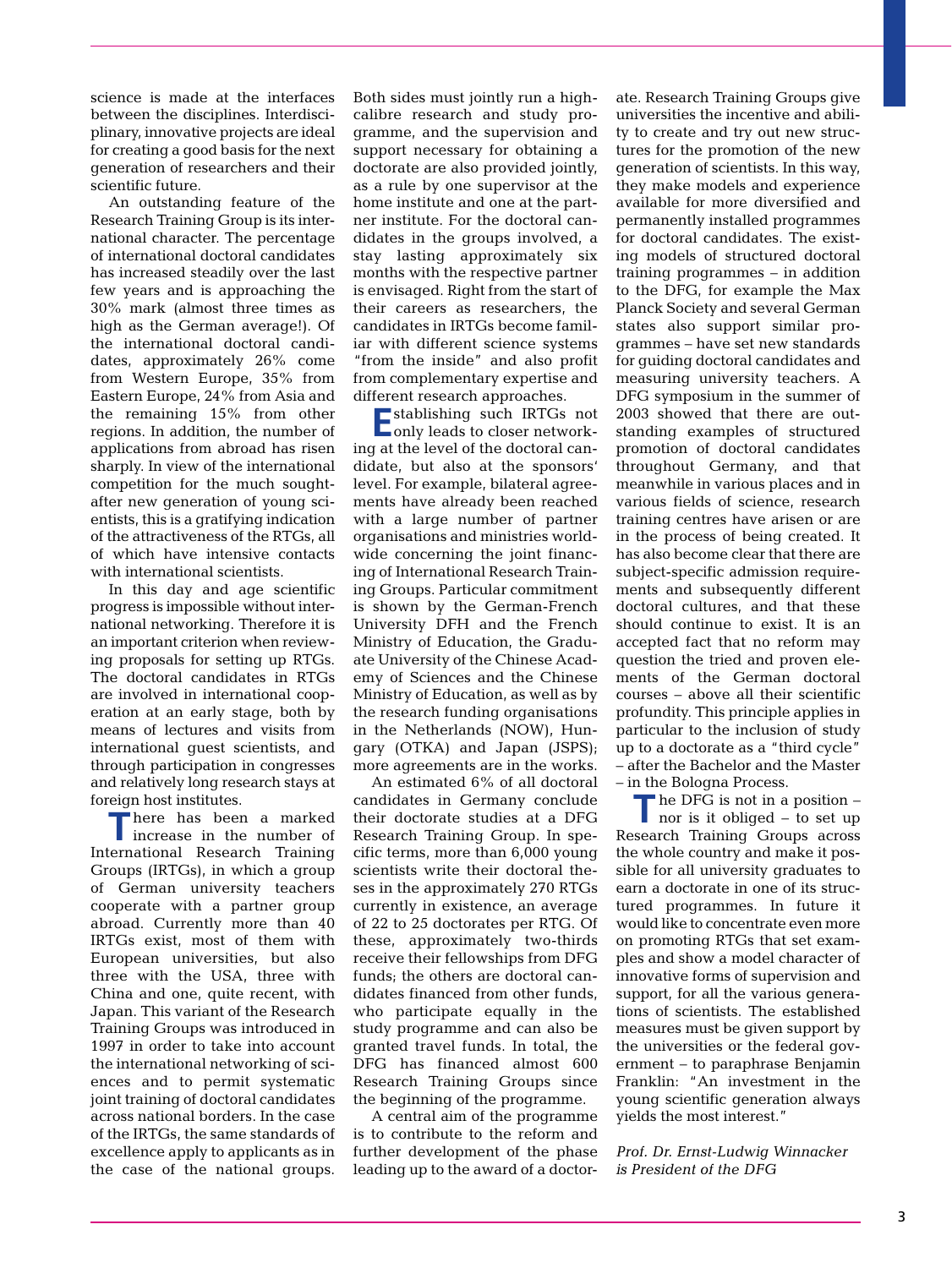science is made at the interfaces between the disciplines. Interdisciplinary, innovative projects are ideal for creating a good basis for the next generation of researchers and their scientific future.

An outstanding feature of the Research Training Group is its international character. The percentage of international doctoral candidates has increased steadily over the last few years and is approaching the 30% mark (almost three times as high as the German average!). Of the international doctoral candidates, approximately 26% come from Western Europe, 35% from Eastern Europe, 24% from Asia and the remaining 15% from other regions. In addition, the number of applications from abroad has risen sharply. In view of the international competition for the much sought-after new generation of young scientists, this is a gratifying indication of the attractiveness of the RTGs, all of which have intensive contacts with international scientists.

In this day and age scientific progress is impossible without international networking. Therefore it is an important criterion when reviewing proposals for setting up RTGs. The doctoral candidates in RTGs are involved in international cooperation at an early stage, both by means of lectures and visits from international guest scientists, and through participation in congresses and relatively long research stays at foreign host institutes.

There has been a marked increase in the number of International Research Training Groups (IRTGs), in which a group of German university teachers cooperate with a partner group abroad. Currently more than 40 IRTGs exist, most of them with European universities, but also three with the USA, three with China and one, quite recent, with Japan. This variant of the Research Training Groups was introduced in 1997 in order to take into account the international networking of sciences and to permit systematic joint training of doctoral candidates across national borders. In the case of the IRTGs, the same standards of excellence apply to applicants as in the case of the national groups. Both sides must jointly run a high-calibre research and study programme, and the supervision and support necessary for obtaining a doctorate are also provided jointly, as a rule by one supervisor at the home institute and one at the partner institute. For the doctoral candidates in the groups involved, a stay lasting approximately six months with the respective partner is envisaged. Right from the start of their careers as researchers, the candidates in IRTGs become familiar with different science systems "from the inside" and also profit from complementary expertise and different research approaches.

Establishing such IRTGs not only leads to closer networking at the level of the doctoral candidate, but also at the sponsors' level. For example, bilateral agreements have already been reached with a large number of partner organisations and ministries worldwide concerning the joint financing of International Research Training Groups. Particular commitment is shown by the German-French University DFH and the French Ministry of Education, the Graduate University of the Chinese Academy of Sciences and the Chinese Ministry of Education, as well as by the research funding organisations in the Netherlands (NOW), Hungary (OTKA) and Japan (JSPS); more agreements are in the works.

An estimated 6% of all doctoral candidates in Germany conclude their doctorate studies at a DFG Research Training Group. In specific terms, more than 6,000 young scientists write their doctoral theses in the approximately 270 RTGs currently in existence, an average of 22 to 25 doctorates per RTG. Of these, approximately two-thirds receive their fellowships from DFG funds; the others are doctoral candidates financed from other funds, who participate equally in the study programme and can also be granted travel funds. In total, the DFG has financed almost 600 Research Training Groups since the beginning of the programme.

A central aim of the programme is to contribute to the reform and further development of the phase leading up to the award of a doctorate. Research Training Groups give universities the incentive and ability to create and try out new structures for the promotion of the new generation of scientists. In this way, they make models and experience available for more diversified and permanently installed programmes for doctoral candidates. The existing models of structured doctoral training programmes – in addition to the DFG, for example the Max Planck Society and several German states also support similar programmes – have set new standards for guiding doctoral candidates and measuring university teachers. A DFG symposium in the summer of 2003 showed that there are outstanding examples of structured promotion of doctoral candidates throughout Germany, and that meanwhile in various places and in various fields of science, research training centres have arisen or are in the process of being created. It has also become clear that there are subject-specific admission requirements and subsequently different doctoral cultures, and that these should continue to exist. It is an accepted fact that no reform may question the tried and proven elements of the German doctoral courses – above all their scientific profundity. This principle applies in particular to the inclusion of study up to a doctorate as a "third cycle" – after the Bachelor and the Master – in the Bologna Process.

The DFG is not in a position – nor is it obliged – to set up Research Training Groups across the whole country and make it possible for all university graduates to earn a doctorate in one of its structured programmes. In future it would like to concentrate even more on promoting RTGs that set examples and show a model character of innovative forms of supervision and support, for all the various generations of scientists. The established measures must be given support by the universities or the federal government – to paraphrase Benjamin Franklin: "An investment in the young scientific generation always yields the most interest."

*Prof. Dr. Ernst-Ludwig Winnacker is President of the DFG*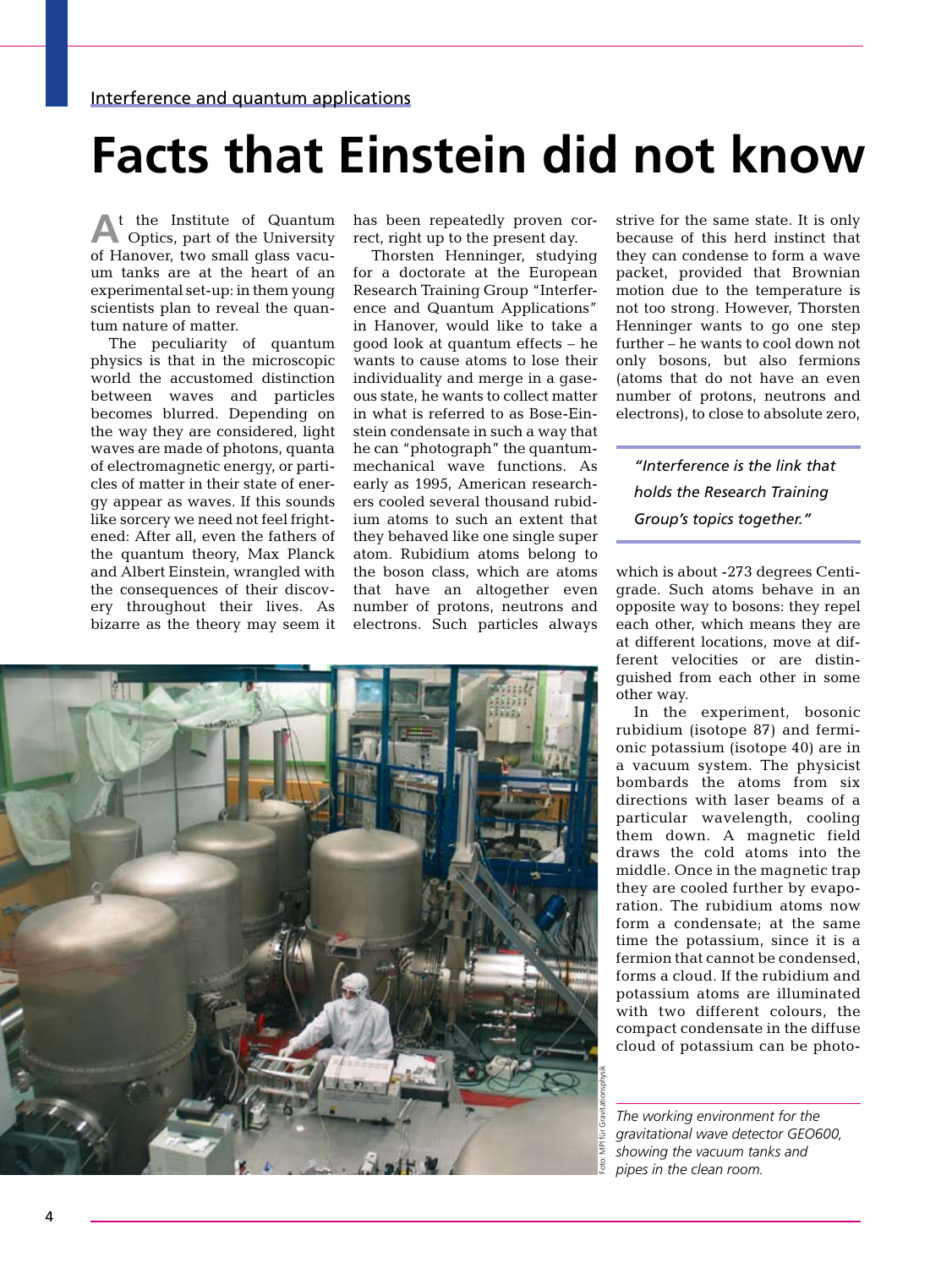Interference and quantum applications

# Facts that Einstein did not know

At the Institute of Quantum Optics, part of the University of Hanover, two small glass vacuum tanks are at the heart of an experimental set-up: in them young scientists plan to reveal the quantum nature of matter.

The peculiarity of quantum physics is that in the microscopic world the accustomed distinction between waves and particles becomes blurred. Depending on the way they are considered, light waves are made of photons, quanta of electromagnetic energy, or particles of matter in their state of energy appear as waves. If this sounds like sorcery we need not feel frightened: After all, even the fathers of the quantum theory, Max Planck and Albert Einstein, wrangled with the consequences of their discovery throughout their lives. As bizarre as the theory may seem it has been repeatedly proven correct, right up to the present day.

Thorsten Henninger, studying for a doctorate at the European Research Training Group "Interference and Quantum Applications" in Hanover, would like to take a good look at quantum effects – he wants to cause atoms to lose their individuality and merge in a gaseous state, he wants to collect matter in what is referred to as Bose-Einstein condensate in such a way that he can "photograph" the quantum-mechanical wave functions. As early as 1995, American researchers cooled several thousand rubidium atoms to such an extent that they behaved like one single super atom. Rubidium atoms belong to the boson class, which are atoms that have an altogether even number of protons, neutrons and electrons. Such particles always strive for the same state. It is only because of this herd instinct that they can condense to form a wave packet, provided that Brownian motion due to the temperature is not too strong. However, Thorsten Henninger wants to go one step further – he wants to cool down not only bosons, but also fermions (atoms that do not have an even number of protons, neutrons and electrons), to close to absolute zero, which is about -273 degrees Centigrade. Such atoms behave in an opposite way to bosons: they repel each other, which means they are at different locations, move at different velocities or are distinguished from each other in some other way.

*"Interference is the link that holds the Research Training Group's topics together."*

In the experiment, bosonic rubidium (isotope 87) and fermionic potassium (isotope 40) are in a vacuum system. The physicist bombards the atoms from six directions with laser beams of a particular wavelength, cooling them down. A magnetic field draws the cold atoms into the middle. Once in the magnetic trap they are cooled further by evaporation. The rubidium atoms now form a condensate; at the same time the potassium, since it is a fermion that cannot be condensed, forms a cloud. If the rubidium and potassium atoms are illuminated with two different colours, the compact condensate in the diffuse cloud of potassium can be photo-

Foto: MPI für Gravitationsphysik

*The working environment for the gravitational wave detector GEO600, showing the vacuum tanks and pipes in the clean room.*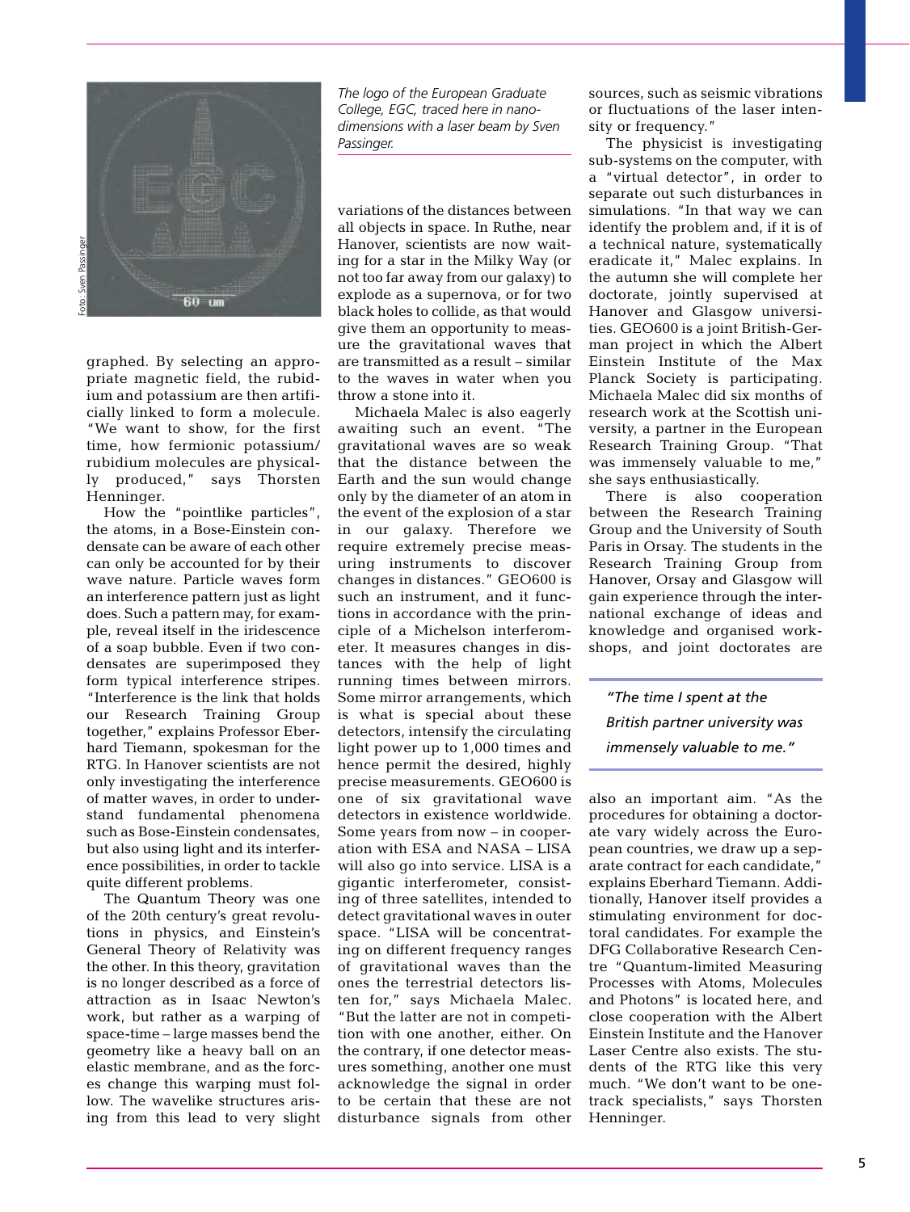*The logo of the European Graduate College, EGC, traced here in nano-dimensions with a laser beam by Sven Passinger.*

graphed. By selecting an appropriate magnetic field, the rubidium and potassium are then artificially linked to form a molecule. "We want to show, for the first time, how fermionic potassium/rubidium molecules are physically produced," says Thorsten Henninger.

How the "pointlike particles", the atoms, in a Bose-Einstein condensate can be aware of each other can only be accounted for by their wave nature. Particle waves form an interference pattern just as light does. Such a pattern may, for example, reveal itself in the iridescence of a soap bubble. Even if two condensates are superimposed they form typical interference stripes. "Interference is the link that holds our Research Training Group together," explains Professor Eberhard Tiemann, spokesman for the RTG. In Hanover scientists are not only investigating the interference of matter waves, in order to understand fundamental phenomena such as Bose-Einstein condensates, but also using light and its interference possibilities, in order to tackle quite different problems.

The Quantum Theory was one of the 20th century's great revolutions in physics, and Einstein's General Theory of Relativity was the other. In this theory, gravitation is no longer described as a force of attraction as in Isaac Newton's work, but rather as a warping of space-time – large masses bend the geometry like a heavy ball on an elastic membrane, and as the forces change this warping must follow. The wavelike structures arising from this lead to very slight variations of the distances between all objects in space. In Ruthe, near Hanover, scientists are now waiting for a star in the Milky Way (or not too far away from our galaxy) to explode as a supernova, or for two black holes to collide, as that would give them an opportunity to measure the gravitational waves that are transmitted as a result – similar to the waves in water when you throw a stone into it.

Michaela Malec is also eagerly awaiting such an event. "The gravitational waves are so weak that the distance between the Earth and the sun would change only by the diameter of an atom in the event of the explosion of a star in our galaxy. Therefore we require extremely precise measuring instruments to discover changes in distances." GEO600 is such an instrument, and it functions in accordance with the principle of a Michelson interferometer. It measures changes in distances with the help of light running times between mirrors. Some mirror arrangements, which is what is special about these detectors, intensify the circulating light power up to 1,000 times and hence permit the desired, highly precise measurements. GEO600 is one of six gravitational wave detectors in existence worldwide. Some years from now – in cooperation with ESA and NASA – LISA will also go into service. LISA is a gigantic interferometer, consisting of three satellites, intended to detect gravitational waves in outer space. "LISA will be concentrating on different frequency ranges of gravitational waves than the ones the terrestrial detectors listen for," says Michaela Malec. "But the latter are not in competition with one another, either. On the contrary, if one detector measures something, another one must acknowledge the signal in order to be certain that these are not disturbance signals from other sources, such as seismic vibrations or fluctuations of the laser intensity or frequency."

The physicist is investigating sub-systems on the computer, with a "virtual detector", in order to separate out such disturbances in simulations. "In that way we can identify the problem and, if it is of a technical nature, systematically eradicate it," Malec explains. In the autumn she will complete her doctorate, jointly supervised at Hanover and Glasgow universities. GEO600 is a joint British-German project in which the Albert Einstein Institute of the Max Planck Society is participating. Michaela Malec did six months of research work at the Scottish university, a partner in the European Research Training Group. "That was immensely valuable to me," she says enthusiastically.

There is also cooperation between the Research Training Group and the University of South Paris in Orsay. The students in the Research Training Group from Hanover, Orsay and Glasgow will gain experience through the international exchange of ideas and knowledge and organised workshops, and joint doctorates are also an important aim. "As the procedures for obtaining a doctorate vary widely across the European countries, we draw up a separate contract for each candidate," explains Eberhard Tiemann. Additionally, Hanover itself provides a stimulating environment for doctoral candidates. For example the DFG Collaborative Research Centre "Quantum-limited Measuring Processes with Atoms, Molecules and Photons" is located here, and close cooperation with the Albert Einstein Institute and the Hanover Laser Centre also exists. The students of the RTG like this very much. "We don't want to be one-track specialists," says Thorsten Henninger.

> *"The time I spent at the British partner university was immensely valuable to me."*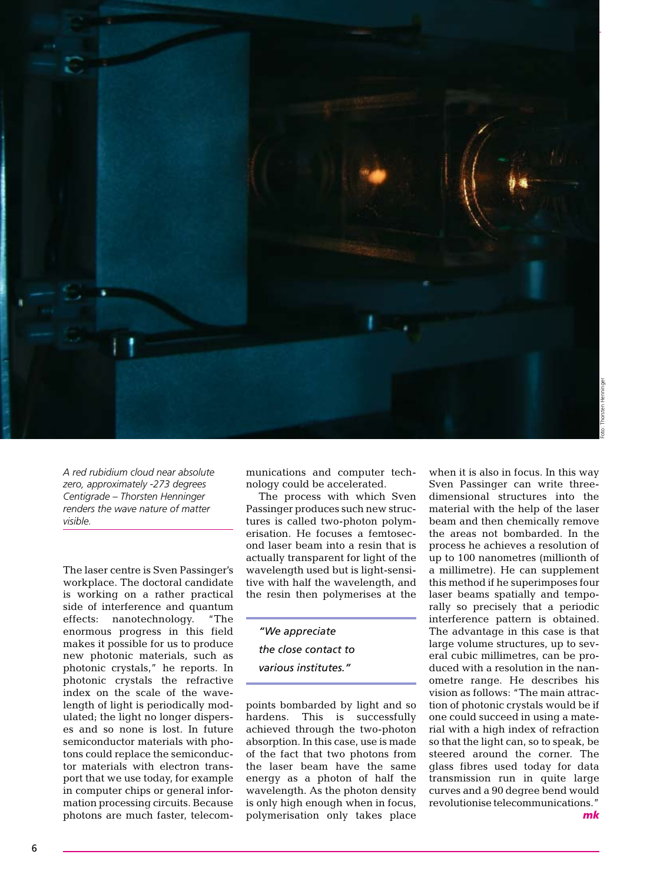*A red rubidium cloud near absolute zero, approximately -273 degrees Centigrade – Thorsten Henninger renders the wave nature of matter visible.*

Foto: Thorsten Henninger

The laser centre is Sven Passinger's workplace. The doctoral candidate is working on a rather practical side of interference and quantum effects: nanotechnology. "The enormous progress in this field makes it possible for us to produce new photonic materials, such as photonic crystals," he reports. In photonic crystals the refractive index on the scale of the wavelength of light is periodically modulated; the light no longer disperses and so none is lost. In future semiconductor materials with photons could replace the semiconductor materials with electron transport that we use today, for example in computer chips or general information processing circuits. Because photons are much faster, telecommunications and computer technology could be accelerated.

The process with which Sven Passinger produces such new structures is called two-photon polymerisation. He focuses a femtosecond laser beam into a resin that is actually transparent for light of the wavelength used but is light-sensitive with half the wavelength, and the resin then polymerises at the points bombarded by light and so hardens. This is successfully achieved through the two-photon absorption. In this case, use is made of the fact that two photons from the laser beam have the same energy as a photon of half the wavelength. As the photon density is only high enough when in focus, polymerisation only takes place when it is also in focus. In this way Sven Passinger can write three-dimensional structures into the material with the help of the laser beam and then chemically remove the areas not bombarded. In the process he achieves a resolution of up to 100 nanometres (millionth of a millimetre). He can supplement this method if he superimposes four laser beams spatially and temporally so precisely that a periodic interference pattern is obtained. The advantage in this case is that large volume structures, up to several cubic millimetres, can be produced with a resolution in the nanometre range. He describes his vision as follows: "The main attraction of photonic crystals would be if one could succeed in using a material with a high index of refraction so that the light can, so to speak, be steered around the corner. The glass fibres used today for data transmission run in quite large curves and a 90 degree bend would revolutionise telecommunications."

*"We appreciate the close contact to various institutes."*

***mk***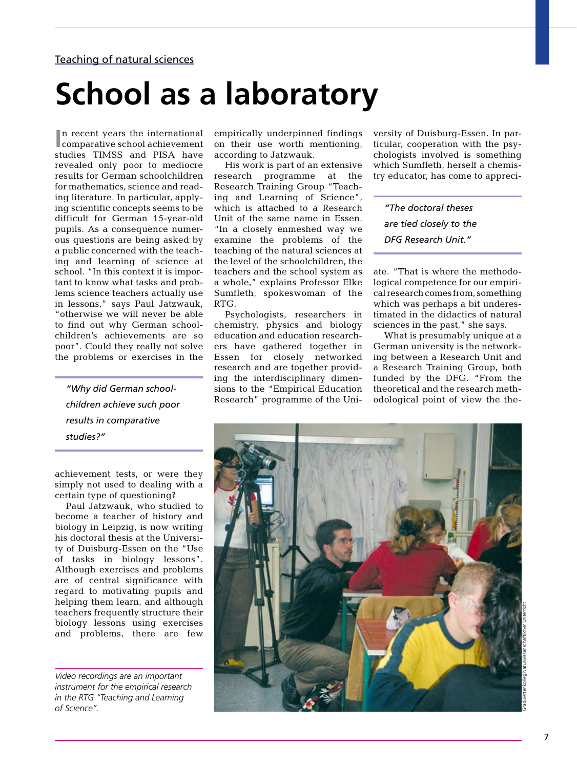Teaching of natural sciences

# School as a laboratory

In recent years the international comparative school achievement studies TIMSS and PISA have revealed only poor to mediocre results for German schoolchildren for mathematics, science and reading literature. In particular, applying scientific concepts seems to be difficult for German 15-year-old pupils. As a consequence numerous questions are being asked by a public concerned with the teaching and learning of science at school. "In this context it is important to know what tasks and problems science teachers actually use in lessons," says Paul Jatzwauk, "otherwise we will never be able to find out why German schoolchildren's achievements are so poor". Could they really not solve the problems or exercises in the achievement tests, or were they simply not used to dealing with a certain type of questioning?

> *"Why did German schoolchildren achieve such poor results in comparative studies?"*

Paul Jatzwauk, who studied to become a teacher of history and biology in Leipzig, is now writing his doctoral thesis at the University of Duisburg-Essen on the "Use of tasks in biology lessons". Although exercises and problems are of central significance with regard to motivating pupils and helping them learn, and although teachers frequently structure their biology lessons using exercises and problems, there are few empirically underpinned findings on their use worth mentioning, according to Jatzwauk.

His work is part of an extensive research programme at the Research Training Group "Teaching and Learning of Science", which is attached to a Research Unit of the same name in Essen. "In a closely enmeshed way we examine the problems of the teaching of the natural sciences at the level of the schoolchildren, the teachers and the school system as a whole," explains Professor Elke Sumfleth, spokeswoman of the RTG.

Psychologists, researchers in chemistry, physics and biology education and education researchers have gathered together in Essen for closely networked research and are together providing the interdisciplinary dimensions to the "Empirical Education Research" programme of the University of Duisburg-Essen. In particular, cooperation with the psychologists involved is something which Sumfleth, herself a chemistry educator, has come to appreciate. "That is where the methodological competence for our empirical research comes from, something which was perhaps a bit underestimated in the didactics of natural sciences in the past," she says.

> *"The doctoral theses are tied closely to the DFG Research Unit."*

What is presumably unique at a German university is the networking between a Research Unit and a Research Training Group, both funded by the DFG. "From the theoretical and the research methodological point of view the the-

*Video recordings are an important instrument for the empirical research in the RTG "Teaching and Learning of Science".*

Graduiertenkolleg Naturwissenschaftlicher Unterricht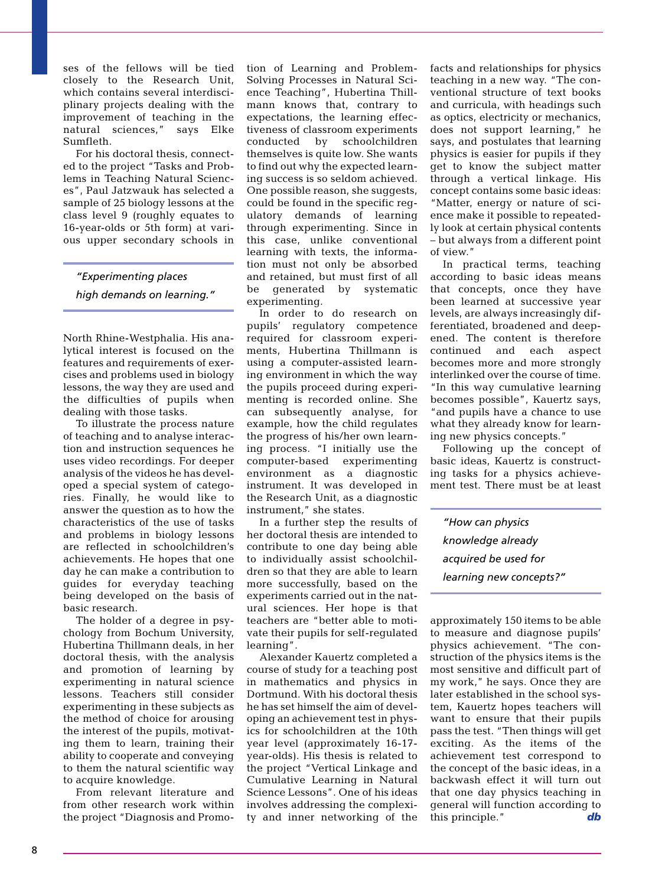ses of the fellows will be tied closely to the Research Unit, which contains several interdisciplinary projects dealing with the improvement of teaching in the natural sciences," says Elke Sumfleth.

For his doctoral thesis, connected to the project "Tasks and Problems in Teaching Natural Sciences", Paul Jatzwauk has selected a sample of 25 biology lessons at the class level 9 (roughly equates to 16-year-olds or 5th form) at various upper secondary schools in North Rhine-Westphalia. His analytical interest is focused on the features and requirements of exercises and problems used in biology lessons, the way they are used and the difficulties of pupils when dealing with those tasks.

> *"Experimenting places high demands on learning."*

To illustrate the process nature of teaching and to analyse interaction and instruction sequences he uses video recordings. For deeper analysis of the videos he has developed a special system of categories. Finally, he would like to answer the question as to how the characteristics of the use of tasks and problems in biology lessons are reflected in schoolchildren's achievements. He hopes that one day he can make a contribution to guides for everyday teaching being developed on the basis of basic research.

The holder of a degree in psychology from Bochum University, Hubertina Thillmann deals, in her doctoral thesis, with the analysis and promotion of learning by experimenting in natural science lessons. Teachers still consider experimenting in these subjects as the method of choice for arousing the interest of the pupils, motivating them to learn, training their ability to cooperate and conveying to them the natural scientific way to acquire knowledge.

From relevant literature and from other research work within the project "Diagnosis and Promotion of Learning and Problem-Solving Processes in Natural Science Teaching", Hubertina Thillmann knows that, contrary to expectations, the learning effectiveness of classroom experiments conducted by schoolchildren themselves is quite low. She wants to find out why the expected learning success is so seldom achieved. One possible reason, she suggests, could be found in the specific regulatory demands of learning through experimenting. Since in this case, unlike conventional learning with texts, the information must not only be absorbed and retained, but must first of all be generated by systematic experimenting.

In order to do research on pupils' regulatory competence required for classroom experiments, Hubertina Thillmann is using a computer-assisted learning environment in which the way the pupils proceed during experimenting is recorded online. She can subsequently analyse, for example, how the child regulates the progress of his/her own learning process. "I initially use the computer-based experimenting environment as a diagnostic instrument. It was developed in the Research Unit, as a diagnostic instrument," she states.

In a further step the results of her doctoral thesis are intended to contribute to one day being able to individually assist schoolchildren so that they are able to learn more successfully, based on the experiments carried out in the natural sciences. Her hope is that teachers are "better able to motivate their pupils for self-regulated learning".

Alexander Kauertz completed a course of study for a teaching post in mathematics and physics in Dortmund. With his doctoral thesis he has set himself the aim of developing an achievement test in physics for schoolchildren at the 10th year level (approximately 16-17-year-olds). His thesis is related to the project "Vertical Linkage and Cumulative Learning in Natural Science Lessons". One of his ideas involves addressing the complexity and inner networking of the facts and relationships for physics teaching in a new way. "The conventional structure of text books and curricula, with headings such as optics, electricity or mechanics, does not support learning," he says, and postulates that learning physics is easier for pupils if they get to know the subject matter through a vertical linkage. His concept contains some basic ideas: "Matter, energy or nature of science make it possible to repeatedly look at certain physical contents – but always from a different point of view."

In practical terms, teaching according to basic ideas means that concepts, once they have been learned at successive year levels, are always increasingly differentiated, broadened and deepened. The content is therefore continued and each aspect becomes more and more strongly interlinked over the course of time. "In this way cumulative learning becomes possible", Kauertz says, "and pupils have a chance to use what they already know for learning new physics concepts."

Following up the concept of basic ideas, Kauertz is constructing tasks for a physics achievement test. There must be at least approximately 150 items to be able to measure and diagnose pupils' physics achievement. "The construction of the physics items is the most sensitive and difficult part of my work," he says. Once they are later established in the school system, Kauertz hopes teachers will want to ensure that their pupils pass the test. "Then things will get exciting. As the items of the achievement test correspond to the concept of the basic ideas, in a backwash effect it will turn out that one day physics teaching in general will function according to this principle." ***db***

> *"How can physics knowledge already acquired be used for learning new concepts?"*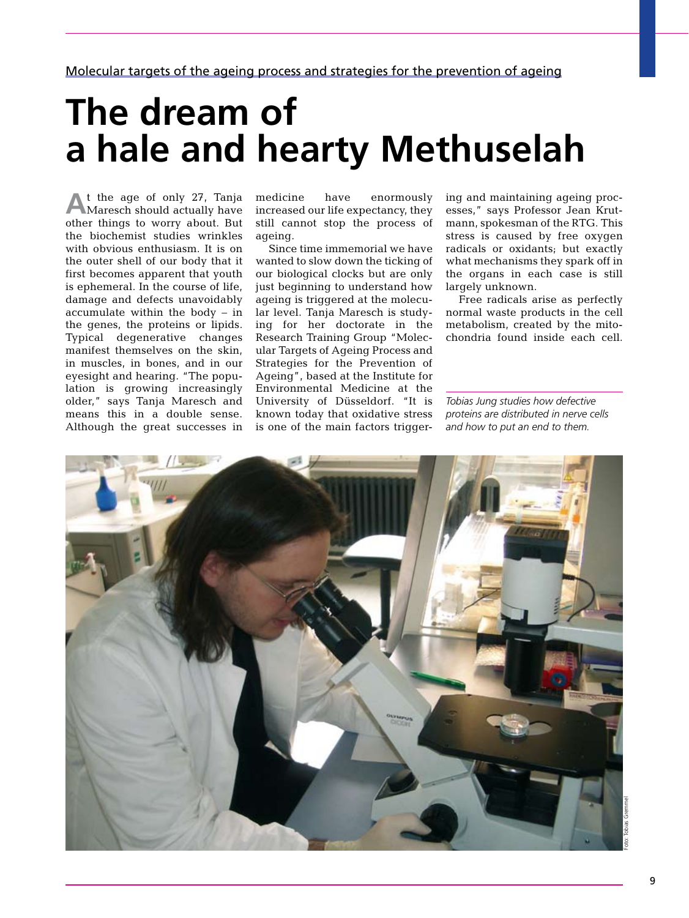Molecular targets of the ageing process and strategies for the prevention of ageing

# The dream of a hale and hearty Methuselah

At the age of only 27, Tanja Maresch should actually have other things to worry about. But the biochemist studies wrinkles with obvious enthusiasm. It is on the outer shell of our body that it first becomes apparent that youth is ephemeral. In the course of life, damage and defects unavoidably accumulate within the body – in the genes, the proteins or lipids. Typical degenerative changes manifest themselves on the skin, in muscles, in bones, and in our eyesight and hearing. "The population is growing increasingly older," says Tanja Maresch and means this in a double sense. Although the great successes in medicine have enormously increased our life expectancy, they still cannot stop the process of ageing.

Since time immemorial we have wanted to slow down the ticking of our biological clocks but are only just beginning to understand how ageing is triggered at the molecular level. Tanja Maresch is studying for her doctorate in the Research Training Group "Molecular Targets of Ageing Process and Strategies for the Prevention of Ageing", based at the Institute for Environmental Medicine at the University of Düsseldorf. "It is known today that oxidative stress is one of the main factors triggering and maintaining ageing processes," says Professor Jean Krutmann, spokesman of the RTG. This stress is caused by free oxygen radicals or oxidants; but exactly what mechanisms they spark off in the organs in each case is still largely unknown.

Free radicals arise as perfectly normal waste products in the cell metabolism, created by the mitochondria found inside each cell.

*Tobias Jung studies how defective proteins are distributed in nerve cells and how to put an end to them.*

Foto: Tobias Gremmel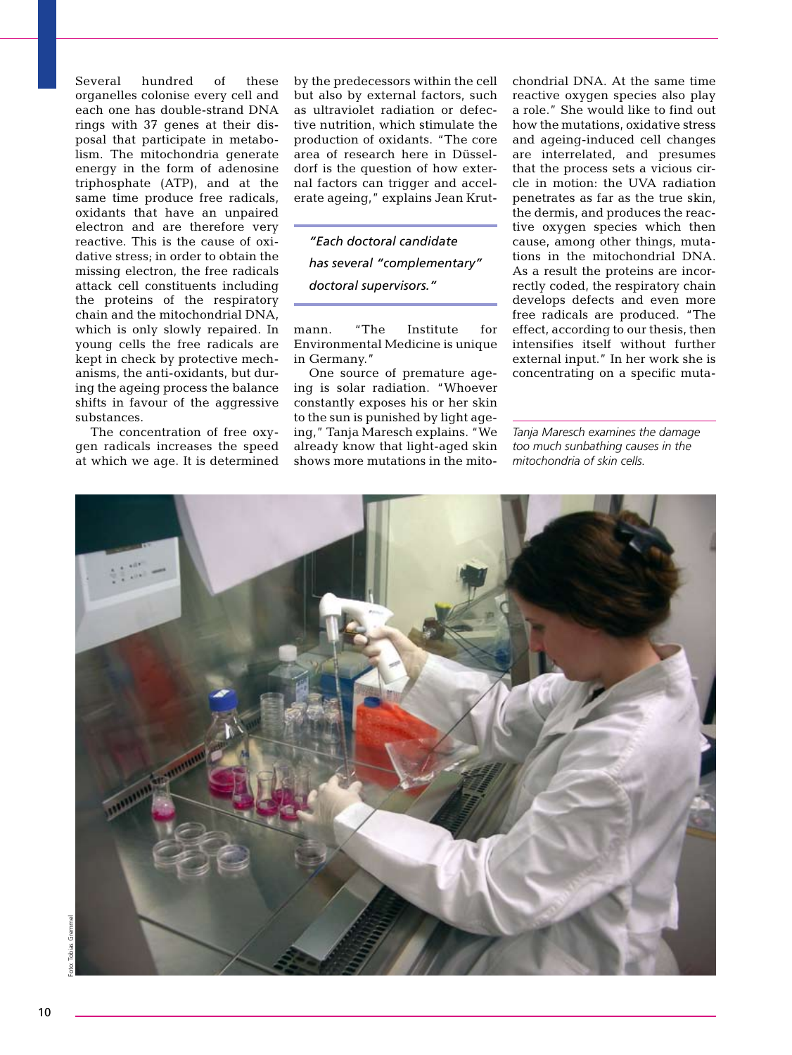Several hundred of these organelles colonise every cell and each one has double-strand DNA rings with 37 genes at their disposal that participate in metabolism. The mitochondria generate energy in the form of adenosine triphosphate (ATP), and at the same time produce free radicals, oxidants that have an unpaired electron and are therefore very reactive. This is the cause of oxidative stress; in order to obtain the missing electron, the free radicals attack cell constituents including the proteins of the respiratory chain and the mitochondrial DNA, which is only slowly repaired. In young cells the free radicals are kept in check by protective mechanisms, the anti-oxidants, but during the ageing process the balance shifts in favour of the aggressive substances.

The concentration of free oxygen radicals increases the speed at which we age. It is determined by the predecessors within the cell but also by external factors, such as ultraviolet radiation or defective nutrition, which stimulate the production of oxidants. "The core area of research here in Düsseldorf is the question of how external factors can trigger and accelerate ageing," explains Jean Krutmann. "The Institute for Environmental Medicine is unique in Germany."

> *"Each doctoral candidate has several "complementary" doctoral supervisors."*

One source of premature ageing is solar radiation. "Whoever constantly exposes his or her skin to the sun is punished by light ageing," Tanja Maresch explains. "We already know that light-aged skin shows more mutations in the mitochondrial DNA. At the same time reactive oxygen species also play a role." She would like to find out how the mutations, oxidative stress and ageing-induced cell changes are interrelated, and presumes that the process sets a vicious circle in motion: the UVA radiation penetrates as far as the true skin, the dermis, and produces the reactive oxygen species which then cause, among other things, mutations in the mitochondrial DNA. As a result the proteins are incorrectly coded, the respiratory chain develops defects and even more free radicals are produced. "The effect, according to our thesis, then intensifies itself without further external input." In her work she is concentrating on a specific muta-

*Tanja Maresch examines the damage too much sunbathing causes in the mitochondria of skin cells.*

Foto: Tobias Gremmel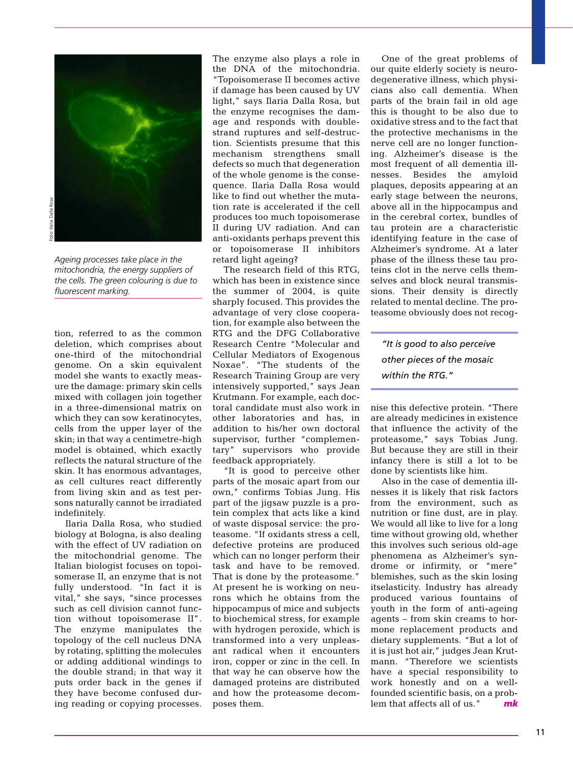Foto: Ilaria Dalla Rosa

*Ageing processes take place in the mitochondria, the energy suppliers of the cells. The green colouring is due to fluorescent marking.*

tion, referred to as the common deletion, which comprises about one-third of the mitochondrial genome. On a skin equivalent model she wants to exactly measure the damage: primary skin cells mixed with collagen join together in a three-dimensional matrix on which they can sow keratinocytes, cells from the upper layer of the skin; in that way a centimetre-high model is obtained, which exactly reflects the natural structure of the skin. It has enormous advantages, as cell cultures react differently from living skin and as test persons naturally cannot be irradiated indefinitely.

Ilaria Dalla Rosa, who studied biology at Bologna, is also dealing with the effect of UV radiation on the mitochondrial genome. The Italian biologist focuses on topoisomerase II, an enzyme that is not fully understood. "In fact it is vital," she says, "since processes such as cell division cannot function without topoisomerase II". The enzyme manipulates the topology of the cell nucleus DNA by rotating, splitting the molecules or adding additional windings to the double strand; in that way it puts order back in the genes if they have become confused during reading or copying processes. The enzyme also plays a role in the DNA of the mitochondria. "Topoisomerase II becomes active if damage has been caused by UV light," says Ilaria Dalla Rosa, but the enzyme recognises the damage and responds with double-strand ruptures and self-destruction. Scientists presume that this mechanism strengthens small defects so much that degeneration of the whole genome is the consequence. Ilaria Dalla Rosa would like to find out whether the mutation rate is accelerated if the cell produces too much topoisomerase II during UV radiation. And can anti-oxidants perhaps prevent this or topoisomerase II inhibitors retard light ageing?

The research field of this RTG, which has been in existence since the summer of 2004, is quite sharply focused. This provides the advantage of very close cooperation, for example also between the RTG and the DFG Collaborative Research Centre "Molecular and Cellular Mediators of Exogenous Noxae". "The students of the Research Training Group are very intensively supported," says Jean Krutmann. For example, each doctoral candidate must also work in other laboratories and has, in addition to his/her own doctoral supervisor, further "complementary" supervisors who provide feedback appropriately.

"It is good to perceive other parts of the mosaic apart from our own," confirms Tobias Jung. His part of the jigsaw puzzle is a protein complex that acts like a kind of waste disposal service: the proteasome. "If oxidants stress a cell, defective proteins are produced which can no longer perform their task and have to be removed. That is done by the proteasome." At present he is working on neurons which he obtains from the hippocampus of mice and subjects to biochemical stress, for example with hydrogen peroxide, which is transformed into a very unpleasant radical when it encounters iron, copper or zinc in the cell. In that way he can observe how the damaged proteins are distributed and how the proteasome decomposes them.

One of the great problems of our quite elderly society is neurodegenerative illness, which physicians also call dementia. When parts of the brain fail in old age this is thought to be also due to oxidative stress and to the fact that the protective mechanisms in the nerve cell are no longer functioning. Alzheimer's disease is the most frequent of all dementia illnesses. Besides the amyloid plaques, deposits appearing at an early stage between the neurons, above all in the hippocampus and in the cerebral cortex, bundles of tau protein are a characteristic identifying feature in the case of Alzheimer's syndrome. At a later phase of the illness these tau proteins clot in the nerve cells themselves and block neural transmissions. Their density is directly related to mental decline. The proteasome obviously does not recognise this defective protein. "There are already medicines in existence that influence the activity of the proteasome," says Tobias Jung. But because they are still in their infancy there is still a lot to be done by scientists like him.

> *"It is good to also perceive other pieces of the mosaic within the RTG."*

Also in the case of dementia illnesses it is likely that risk factors from the environment, such as nutrition or fine dust, are in play. We would all like to live for a long time without growing old, whether this involves such serious old-age phenomena as Alzheimer's syndrome or infirmity, or "mere" blemishes, such as the skin losing itselasticity. Industry has already produced various fountains of youth in the form of anti-ageing agents – from skin creams to hormone replacement products and dietary supplements. "But a lot of it is just hot air," judges Jean Krutmann. "Therefore we scientists have a special responsibility to work honestly and on a well-founded scientific basis, on a problem that affects all of us." ***mk***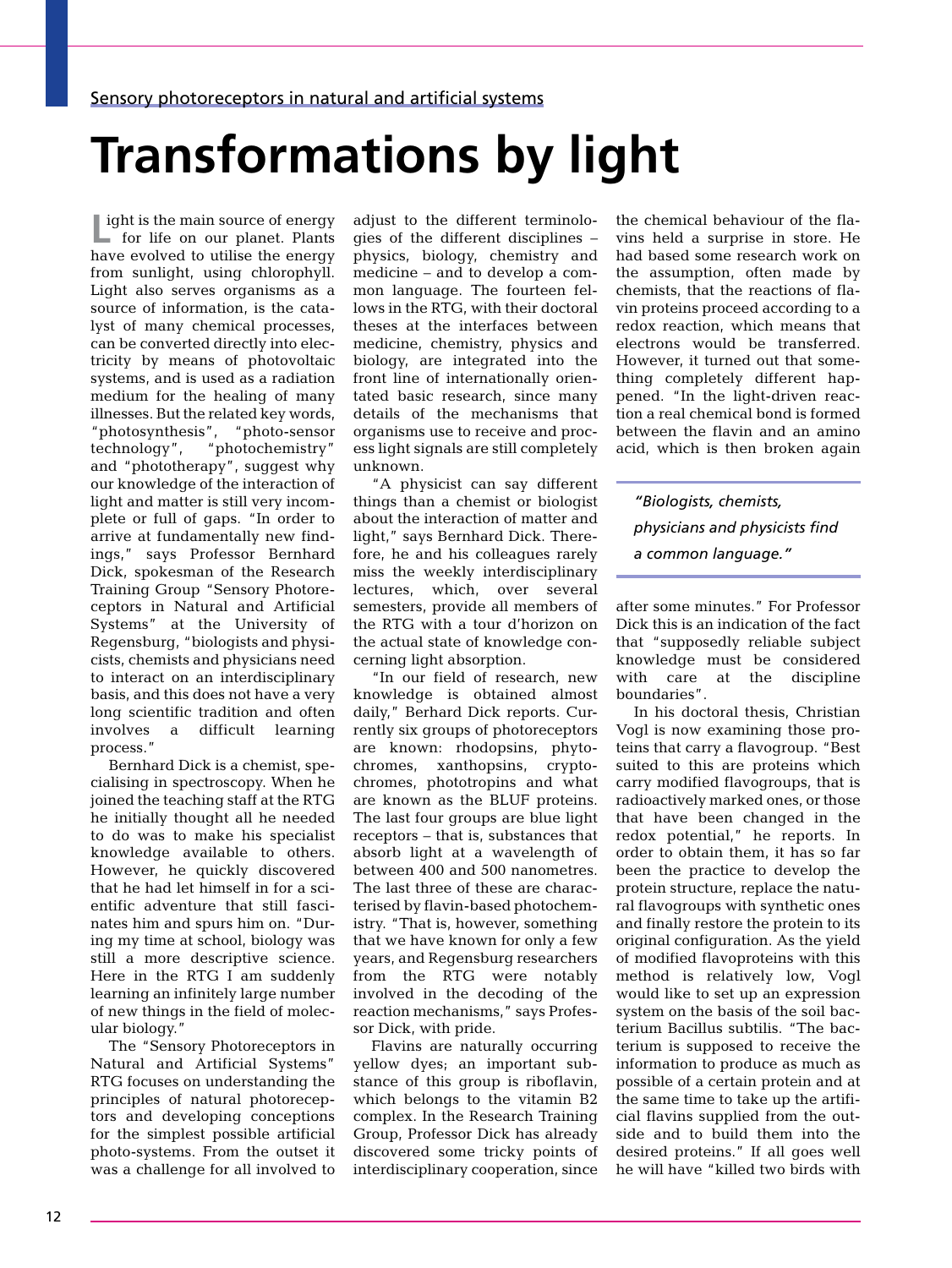Sensory photoreceptors in natural and artificial systems

# Transformations by light

Light is the main source of energy for life on our planet. Plants have evolved to utilise the energy from sunlight, using chlorophyll. Light also serves organisms as a source of information, is the catalyst of many chemical processes, can be converted directly into electricity by means of photovoltaic systems, and is used as a radiation medium for the healing of many illnesses. But the related key words, "photosynthesis", "photo-sensor technology", "photochemistry" and "phototherapy", suggest why our knowledge of the interaction of light and matter is still very incomplete or full of gaps. "In order to arrive at fundamentally new findings," says Professor Bernhard Dick, spokesman of the Research Training Group "Sensory Photoreceptors in Natural and Artificial Systems" at the University of Regensburg, "biologists and physicists, chemists and physicians need to interact on an interdisciplinary basis, and this does not have a very long scientific tradition and often involves a difficult learning process."

Bernhard Dick is a chemist, specialising in spectroscopy. When he joined the teaching staff at the RTG he initially thought all he needed to do was to make his specialist knowledge available to others. However, he quickly discovered that he had let himself in for a scientific adventure that still fascinates him and spurs him on. "During my time at school, biology was still a more descriptive science. Here in the RTG I am suddenly learning an infinitely large number of new things in the field of molecular biology."

The "Sensory Photoreceptors in Natural and Artificial Systems" RTG focuses on understanding the principles of natural photoreceptors and developing conceptions for the simplest possible artificial photo-systems. From the outset it was a challenge for all involved to adjust to the different terminologies of the different disciplines – physics, biology, chemistry and medicine – and to develop a common language. The fourteen fellows in the RTG, with their doctoral theses at the interfaces between medicine, chemistry, physics and biology, are integrated into the front line of internationally orientated basic research, since many details of the mechanisms that organisms use to receive and process light signals are still completely unknown.

"A physicist can say different things than a chemist or biologist about the interaction of matter and light," says Bernhard Dick. Therefore, he and his colleagues rarely miss the weekly interdisciplinary lectures, which, over several semesters, provide all members of the RTG with a tour d'horizon on the actual state of knowledge concerning light absorption.

"In our field of research, new knowledge is obtained almost daily," Berhard Dick reports. Currently six groups of photoreceptors are known: rhodopsins, phytochromes, xanthopsins, cryptochromes, phototropins and what are known as the BLUF proteins. The last four groups are blue light receptors – that is, substances that absorb light at a wavelength of between 400 and 500 nanometres. The last three of these are characterised by flavin-based photochemistry. "That is, however, something that we have known for only a few years, and Regensburg researchers from the RTG were notably involved in the decoding of the reaction mechanisms," says Professor Dick, with pride.

Flavins are naturally occurring yellow dyes; an important substance of this group is riboflavin, which belongs to the vitamin B2 complex. In the Research Training Group, Professor Dick has already discovered some tricky points of interdisciplinary cooperation, since the chemical behaviour of the flavins held a surprise in store. He had based some research work on the assumption, often made by chemists, that the reactions of flavin proteins proceed according to a redox reaction, which means that electrons would be transferred. However, it turned out that something completely different happened. "In the light-driven reaction a real chemical bond is formed between the flavin and an amino acid, which is then broken again after some minutes." For Professor Dick this is an indication of the fact that "supposedly reliable subject knowledge must be considered with care at the discipline boundaries".

> *"Biologists, chemists, physicians and physicists find a common language."*

In his doctoral thesis, Christian Vogl is now examining those proteins that carry a flavogroup. "Best suited to this are proteins which carry modified flavogroups, that is radioactively marked ones, or those that have been changed in the redox potential," he reports. In order to obtain them, it has so far been the practice to develop the protein structure, replace the natural flavogroups with synthetic ones and finally restore the protein to its original configuration. As the yield of modified flavoproteins with this method is relatively low, Vogl would like to set up an expression system on the basis of the soil bacterium Bacillus subtilis. "The bacterium is supposed to receive the information to produce as much as possible of a certain protein and at the same time to take up the artificial flavins supplied from the outside and to build them into the desired proteins." If all goes well he will have "killed two birds with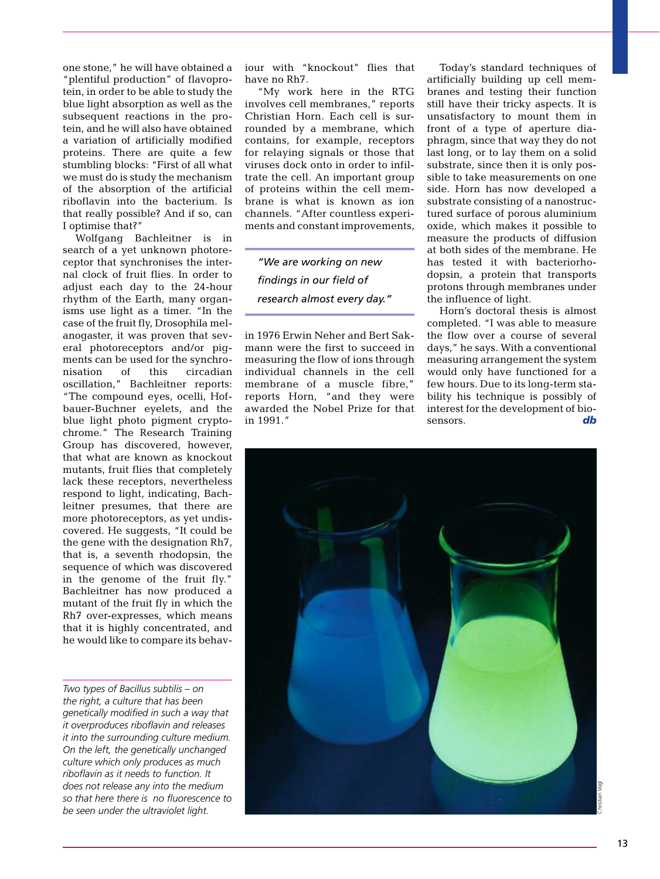one stone," he will have obtained a "plentiful production" of flavoprotein, in order to be able to study the blue light absorption as well as the subsequent reactions in the protein, and he will also have obtained a variation of artificially modified proteins. There are quite a few stumbling blocks: "First of all what we must do is study the mechanism of the absorption of the artificial riboflavin into the bacterium. Is that really possible? And if so, can I optimise that?"

Wolfgang Bachleitner is in search of a yet unknown photoreceptor that synchronises the internal clock of fruit flies. In order to adjust each day to the 24-hour rhythm of the Earth, many organisms use light as a timer. "In the case of the fruit fly, Drosophila melanogaster, it was proven that several photoreceptors and/or pigments can be used for the synchronisation of this circadian oscillation," Bachleitner reports: "The compound eyes, ocelli, Hofbauer-Buchner eyelets, and the blue light photo pigment cryptochrome." The Research Training Group has discovered, however, that what are known as knockout mutants, fruit flies that completely lack these receptors, nevertheless respond to light, indicating, Bachleitner presumes, that there are more photoreceptors, as yet undiscovered. He suggests, "It could be the gene with the designation Rh7, that is, a seventh rhodopsin, the sequence of which was discovered in the genome of the fruit fly." Bachleitner has now produced a mutant of the fruit fly in which the Rh7 over-expresses, which means that it is highly concentrated, and he would like to compare its behaviour with "knockout" flies that have no Rh7.

"My work here in the RTG involves cell membranes," reports Christian Horn. Each cell is surrounded by a membrane, which contains, for example, receptors for relaying signals or those that viruses dock onto in order to infiltrate the cell. An important group of proteins within the cell membrane is what is known as ion channels. "After countless experiments and constant improvements, in 1976 Erwin Neher and Bert Sakmann were the first to succeed in measuring the flow of ions through individual channels in the cell membrane of a muscle fibre," reports Horn, "and they were awarded the Nobel Prize for that in 1991."

> *"We are working on new findings in our field of research almost every day."*

Today's standard techniques of artificially building up cell membranes and testing their function still have their tricky aspects. It is unsatisfactory to mount them in front of a type of aperture diaphragm, since that way they do not last long, or to lay them on a solid substrate, since then it is only possible to take measurements on one side. Horn has now developed a substrate consisting of a nanostructured surface of porous aluminium oxide, which makes it possible to measure the products of diffusion at both sides of the membrane. He has tested it with bacteriorhodopsin, a protein that transports protons through membranes under the influence of light.

Horn's doctoral thesis is almost completed. "I was able to measure the flow over a course of several days," he says. With a conventional measuring arrangement the system would only have functioned for a few hours. Due to its long-term stability his technique is possibly of interest for the development of biosensors. ***db***

*Two types of Bacillus subtilis – on the right, a culture that has been genetically modified in such a way that it overproduces riboflavin and releases it into the surrounding culture medium. On the left, the genetically unchanged culture which only produces as much riboflavin as it needs to function. It does not release any into the medium so that here there is no fluorescence to be seen under the ultraviolet light.*

Christian Vogl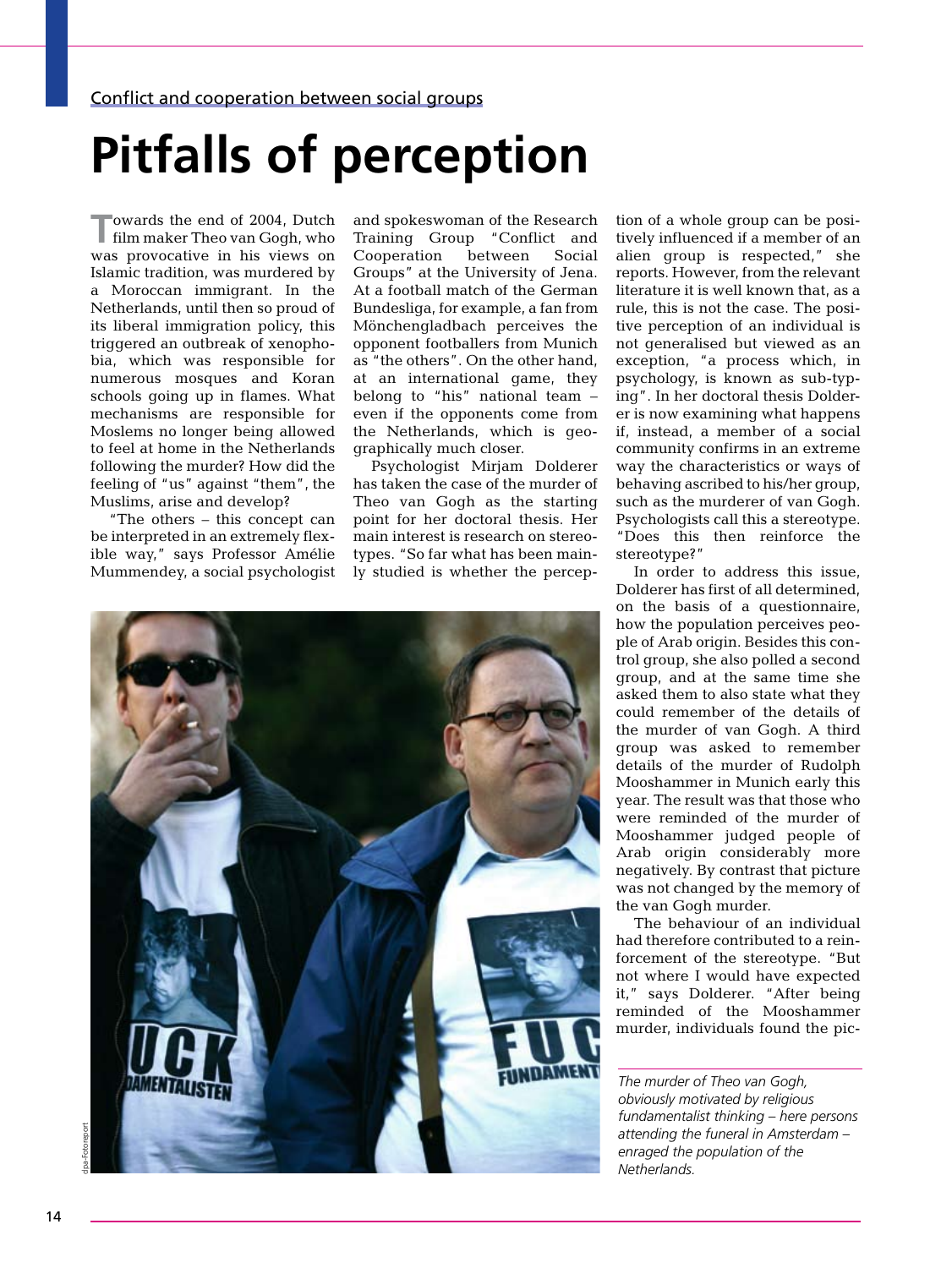Conflict and cooperation between social groups

# Pitfalls of perception

Towards the end of 2004, Dutch film maker Theo van Gogh, who was provocative in his views on Islamic tradition, was murdered by a Moroccan immigrant. In the Netherlands, until then so proud of its liberal immigration policy, this triggered an outbreak of xenophobia, which was responsible for numerous mosques and Koran schools going up in flames. What mechanisms are responsible for Moslems no longer being allowed to feel at home in the Netherlands following the murder? How did the feeling of "us" against "them", the Muslims, arise and develop?

"The others – this concept can be interpreted in an extremely flexible way," says Professor Amélie Mummendey, a social psychologist and spokeswoman of the Research Training Group "Conflict and Cooperation between Social Groups" at the University of Jena. At a football match of the German Bundesliga, for example, a fan from Mönchengladbach perceives the opponent footballers from Munich as "the others". On the other hand, at an international game, they belong to "his" national team – even if the opponents come from the Netherlands, which is geographically much closer.

Psychologist Mirjam Dolderer has taken the case of the murder of Theo van Gogh as the starting point for her doctoral thesis. Her main interest is research on stereotypes. "So far what has been mainly studied is whether the perception of a whole group can be positively influenced if a member of an alien group is respected," she reports. However, from the relevant literature it is well known that, as a rule, this is not the case. The positive perception of an individual is not generalised but viewed as an exception, "a process which, in psychology, is known as sub-typing". In her doctoral thesis Dolderer is now examining what happens if, instead, a member of a social community confirms in an extreme way the characteristics or ways of behaving ascribed to his/her group, such as the murderer of van Gogh. Psychologists call this a stereotype. "Does this then reinforce the stereotype?"

In order to address this issue, Dolderer has first of all determined, on the basis of a questionnaire, how the population perceives people of Arab origin. Besides this control group, she also polled a second group, and at the same time she asked them to also state what they could remember of the details of the murder of van Gogh. A third group was asked to remember details of the murder of Rudolph Mooshammer in Munich early this year. The result was that those who were reminded of the murder of Mooshammer judged people of Arab origin considerably more negatively. By contrast that picture was not changed by the memory of the van Gogh murder.

The behaviour of an individual had therefore contributed to a reinforcement of the stereotype. "But not where I would have expected it," says Dolderer. "After being reminded of the Mooshammer murder, individuals found the pic-

*The murder of Theo van Gogh, obviously motivated by religious fundamentalist thinking – here persons attending the funeral in Amsterdam – enraged the population of the Netherlands.*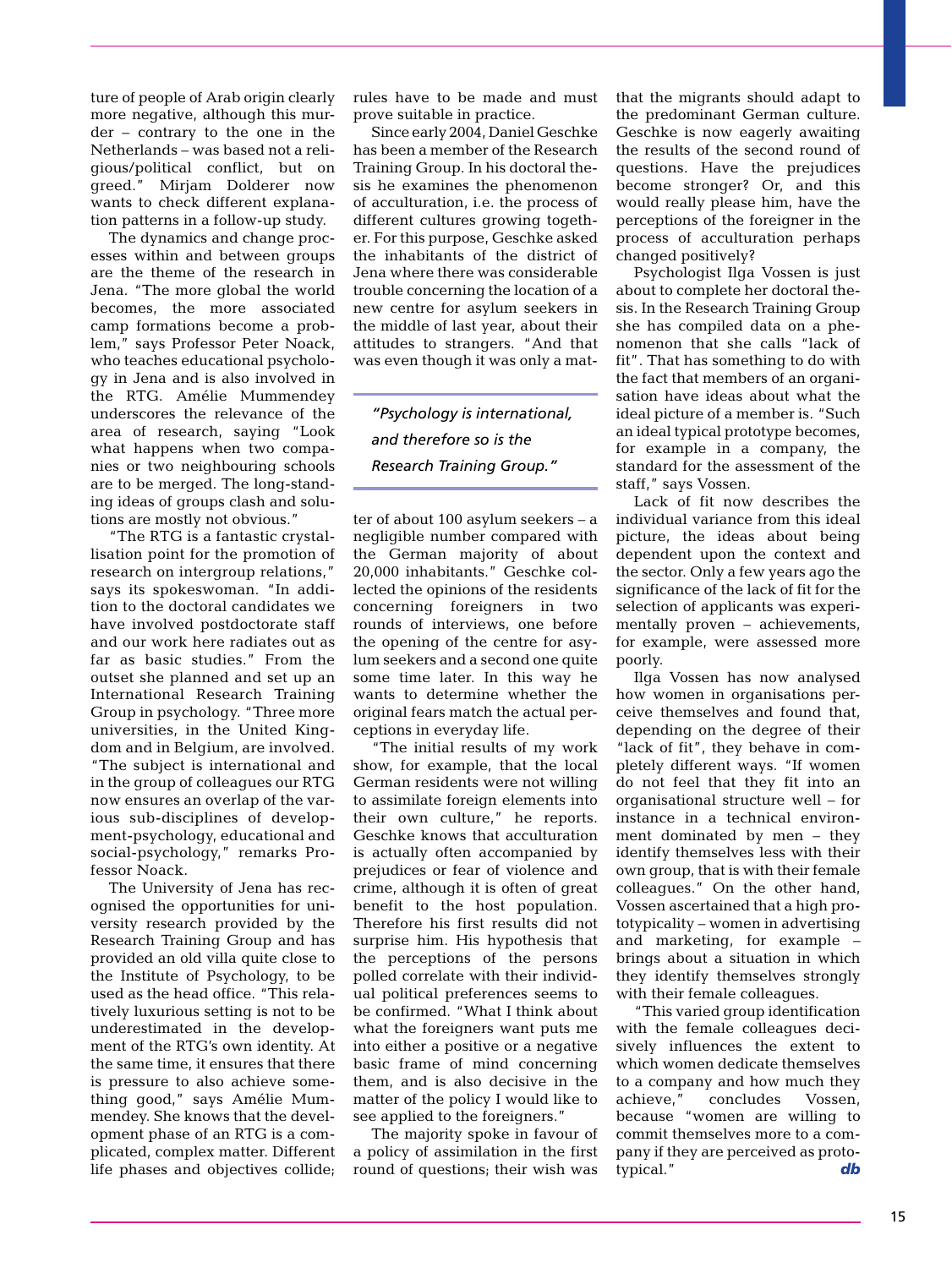ture of people of Arab origin clearly more negative, although this murder – contrary to the one in the Netherlands – was based not a religious/political conflict, but on greed." Mirjam Dolderer now wants to check different explanation patterns in a follow-up study.

The dynamics and change processes within and between groups are the theme of the research in Jena. "The more global the world becomes, the more associated camp formations become a problem," says Professor Peter Noack, who teaches educational psychology in Jena and is also involved in the RTG. Amélie Mummendey underscores the relevance of the area of research, saying "Look what happens when two companies or two neighbouring schools are to be merged. The long-standing ideas of groups clash and solutions are mostly not obvious."

"The RTG is a fantastic crystallisation point for the promotion of research on intergroup relations," says its spokeswoman. "In addition to the doctoral candidates we have involved postdoctorate staff and our work here radiates out as far as basic studies." From the outset she planned and set up an International Research Training Group in psychology. "Three more universities, in the United Kingdom and in Belgium, are involved. "The subject is international and in the group of colleagues our RTG now ensures an overlap of the various sub-disciplines of development-psychology, educational and social-psychology," remarks Professor Noack.

The University of Jena has recognised the opportunities for university research provided by the Research Training Group and has provided an old villa quite close to the Institute of Psychology, to be used as the head office. "This relatively luxurious setting is not to be underestimated in the development of the RTG's own identity. At the same time, it ensures that there is pressure to also achieve something good," says Amélie Mummendey. She knows that the development phase of an RTG is a complicated, complex matter. Different life phases and objectives collide; rules have to be made and must prove suitable in practice.

Since early 2004, Daniel Geschke has been a member of the Research Training Group. In his doctoral thesis he examines the phenomenon of acculturation, i.e. the process of different cultures growing together. For this purpose, Geschke asked the inhabitants of the district of Jena where there was considerable trouble concerning the location of a new centre for asylum seekers in the middle of last year, about their attitudes to strangers. "And that was even though it was only a matter of about 100 asylum seekers – a negligible number compared with the German majority of about 20,000 inhabitants." Geschke collected the opinions of the residents concerning foreigners in two rounds of interviews, one before the opening of the centre for asylum seekers and a second one quite some time later. In this way he wants to determine whether the original fears match the actual perceptions in everyday life.

> *"Psychology is international, and therefore so is the Research Training Group."*

"The initial results of my work show, for example, that the local German residents were not willing to assimilate foreign elements into their own culture," he reports. Geschke knows that acculturation is actually often accompanied by prejudices or fear of violence and crime, although it is often of great benefit to the host population. Therefore his first results did not surprise him. His hypothesis that the perceptions of the persons polled correlate with their individual political preferences seems to be confirmed. "What I think about what the foreigners want puts me into either a positive or a negative basic frame of mind concerning them, and is also decisive in the matter of the policy I would like to see applied to the foreigners."

The majority spoke in favour of a policy of assimilation in the first round of questions; their wish was that the migrants should adapt to the predominant German culture. Geschke is now eagerly awaiting the results of the second round of questions. Have the prejudices become stronger? Or, and this would really please him, have the perceptions of the foreigner in the process of acculturation perhaps changed positively?

Psychologist Ilga Vossen is just about to complete her doctoral thesis. In the Research Training Group she has compiled data on a phenomenon that she calls "lack of fit". That has something to do with the fact that members of an organisation have ideas about what the ideal picture of a member is. "Such an ideal typical prototype becomes, for example in a company, the standard for the assessment of the staff," says Vossen.

Lack of fit now describes the individual variance from this ideal picture, the ideas about being dependent upon the context and the sector. Only a few years ago the significance of the lack of fit for the selection of applicants was experimentally proven – achievements, for example, were assessed more poorly.

Ilga Vossen has now analysed how women in organisations perceive themselves and found that, depending on the degree of their "lack of fit", they behave in completely different ways. "If women do not feel that they fit into an organisational structure well – for instance in a technical environment dominated by men – they identify themselves less with their own group, that is with their female colleagues." On the other hand, Vossen ascertained that a high prototypicality – women in advertising and marketing, for example – brings about a situation in which they identify themselves strongly with their female colleagues.

"This varied group identification with the female colleagues decisively influences the extent to which women dedicate themselves to a company and how much they achieve," concludes Vossen, because "women are willing to commit themselves more to a company if they are perceived as prototypical." ***db***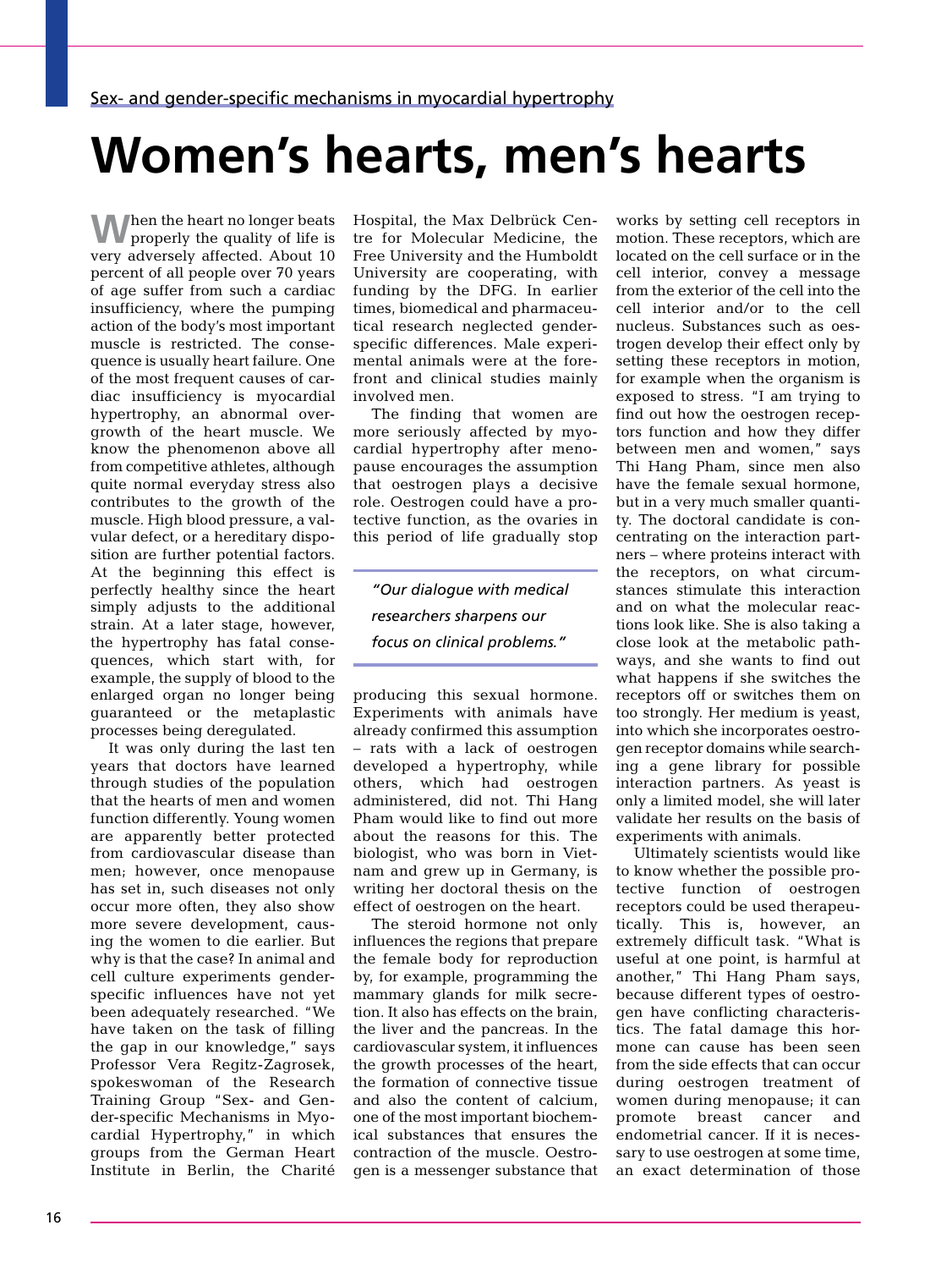Sex- and gender-specific mechanisms in myocardial hypertrophy

# Women's hearts, men's hearts

When the heart no longer beats properly the quality of life is very adversely affected. About 10 percent of all people over 70 years of age suffer from such a cardiac insufficiency, where the pumping action of the body's most important muscle is restricted. The consequence is usually heart failure. One of the most frequent causes of cardiac insufficiency is myocardial hypertrophy, an abnormal overgrowth of the heart muscle. We know the phenomenon above all from competitive athletes, although quite normal everyday stress also contributes to the growth of the muscle. High blood pressure, a valvular defect, or a hereditary disposition are further potential factors. At the beginning this effect is perfectly healthy since the heart simply adjusts to the additional strain. At a later stage, however, the hypertrophy has fatal consequences, which start with, for example, the supply of blood to the enlarged organ no longer being guaranteed or the metaplastic processes being deregulated.

It was only during the last ten years that doctors have learned through studies of the population that the hearts of men and women function differently. Young women are apparently better protected from cardiovascular disease than men; however, once menopause has set in, such diseases not only occur more often, they also show more severe development, causing the women to die earlier. But why is that the case? In animal and cell culture experiments gender-specific influences have not yet been adequately researched. "We have taken on the task of filling the gap in our knowledge," says Professor Vera Regitz-Zagrosek, spokeswoman of the Research Training Group "Sex- and Gender-specific Mechanisms in Myocardial Hypertrophy," in which groups from the German Heart Institute in Berlin, the Charité Hospital, the Max Delbrück Centre for Molecular Medicine, the Free University and the Humboldt University are cooperating, with funding by the DFG. In earlier times, biomedical and pharmaceutical research neglected gender-specific differences. Male experimental animals were at the forefront and clinical studies mainly involved men.

The finding that women are more seriously affected by myocardial hypertrophy after menopause encourages the assumption that oestrogen plays a decisive role. Oestrogen could have a protective function, as the ovaries in this period of life gradually stop producing this sexual hormone. Experiments with animals have already confirmed this assumption – rats with a lack of oestrogen developed a hypertrophy, while others, which had oestrogen administered, did not. Thi Hang Pham would like to find out more about the reasons for this. The biologist, who was born in Vietnam and grew up in Germany, is writing her doctoral thesis on the effect of oestrogen on the heart.

> *"Our dialogue with medical researchers sharpens our focus on clinical problems."*

The steroid hormone not only influences the regions that prepare the female body for reproduction by, for example, programming the mammary glands for milk secretion. It also has effects on the brain, the liver and the pancreas. In the cardiovascular system, it influences the growth processes of the heart, the formation of connective tissue and also the content of calcium, one of the most important biochemical substances that ensures the contraction of the muscle. Oestrogen is a messenger substance that works by setting cell receptors in motion. These receptors, which are located on the cell surface or in the cell interior, convey a message from the exterior of the cell into the cell interior and/or to the cell nucleus. Substances such as oestrogen develop their effect only by setting these receptors in motion, for example when the organism is exposed to stress. "I am trying to find out how the oestrogen receptors function and how they differ between men and women," says Thi Hang Pham, since men also have the female sexual hormone, but in a very much smaller quantity. The doctoral candidate is concentrating on the interaction partners – where proteins interact with the receptors, on what circumstances stimulate this interaction and on what the molecular reactions look like. She is also taking a close look at the metabolic pathways, and she wants to find out what happens if she switches the receptors off or switches them on too strongly. Her medium is yeast, into which she incorporates oestrogen receptor domains while searching a gene library for possible interaction partners. As yeast is only a limited model, she will later validate her results on the basis of experiments with animals.

Ultimately scientists would like to know whether the possible protective function of oestrogen receptors could be used therapeutically. This is, however, an extremely difficult task. "What is useful at one point, is harmful at another," Thi Hang Pham says, because different types of oestrogen have conflicting characteristics. The fatal damage this hormone can cause has been seen from the side effects that can occur during oestrogen treatment of women during menopause; it can promote breast cancer and endometrial cancer. If it is necessary to use oestrogen at some time, an exact determination of those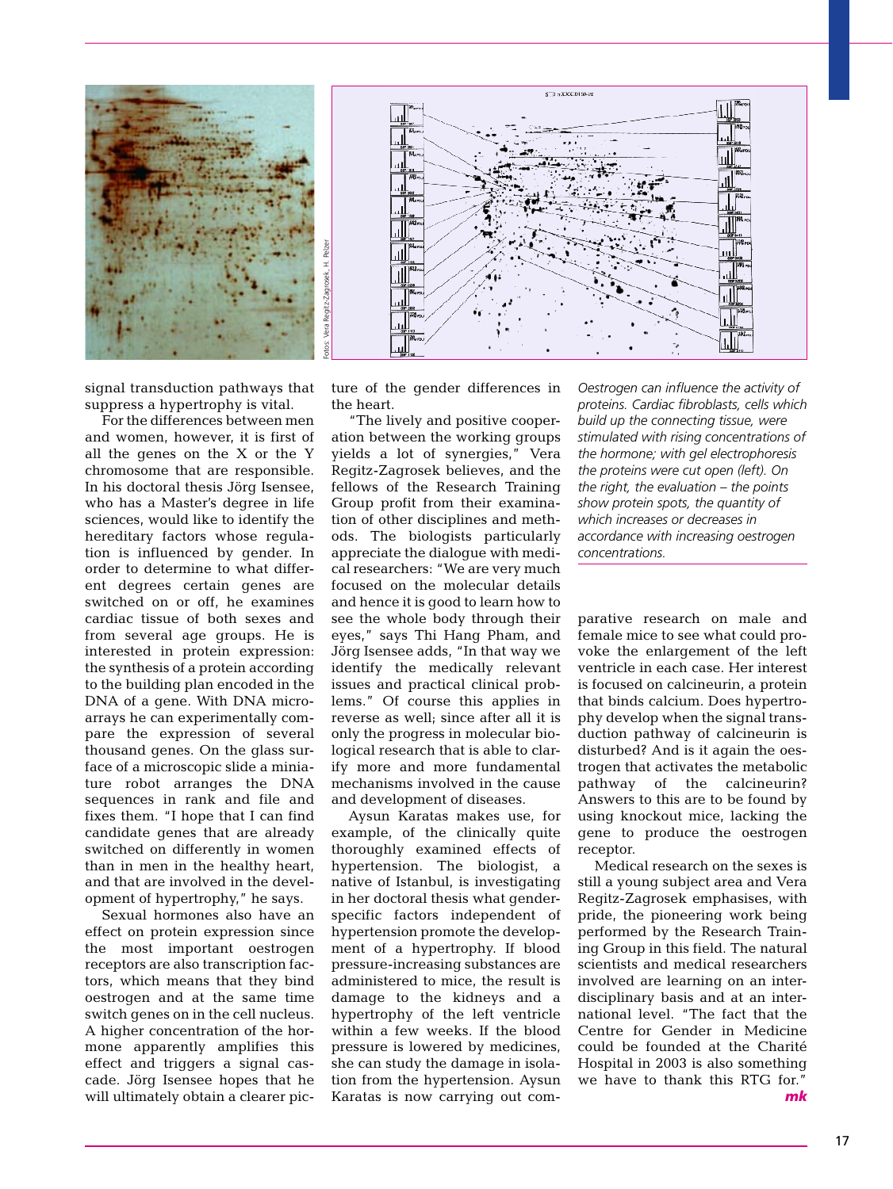Fotos: Vera Regitz-Zagrosek, H. Pelzer

*Oestrogen can influence the activity of proteins. Cardiac fibroblasts, cells which build up the connecting tissue, were stimulated with rising concentrations of the hormone; with gel electrophoresis the proteins were cut open (left). On the right, the evaluation – the points show protein spots, the quantity of which increases or decreases in accordance with increasing oestrogen concentrations.*

signal transduction pathways that suppress a hypertrophy is vital.

For the differences between men and women, however, it is first of all the genes on the X or the Y chromosome that are responsible. In his doctoral thesis Jörg Isensee, who has a Master's degree in life sciences, would like to identify the hereditary factors whose regulation is influenced by gender. In order to determine to what different degrees certain genes are switched on or off, he examines cardiac tissue of both sexes and from several age groups. He is interested in protein expression: the synthesis of a protein according to the building plan encoded in the DNA of a gene. With DNA microarrays he can experimentally compare the expression of several thousand genes. On the glass surface of a microscopic slide a miniature robot arranges the DNA sequences in rank and file and fixes them. "I hope that I can find candidate genes that are already switched on differently in women than in men in the healthy heart, and that are involved in the development of hypertrophy," he says.

Sexual hormones also have an effect on protein expression since the most important oestrogen receptors are also transcription factors, which means that they bind oestrogen and at the same time switch genes on in the cell nucleus. A higher concentration of the hormone apparently amplifies this effect and triggers a signal cascade. Jörg Isensee hopes that he will ultimately obtain a clearer picture of the gender differences in the heart.

"The lively and positive cooperation between the working groups yields a lot of synergies," Vera Regitz-Zagrosek believes, and the fellows of the Research Training Group profit from their examination of other disciplines and methods. The biologists particularly appreciate the dialogue with medical researchers: "We are very much focused on the molecular details and hence it is good to learn how to see the whole body through their eyes," says Thi Hang Pham, and Jörg Isensee adds, "In that way we identify the medically relevant issues and practical clinical problems." Of course this applies in reverse as well; since after all it is only the progress in molecular biological research that is able to clarify more and more fundamental mechanisms involved in the cause and development of diseases.

Aysun Karatas makes use, for example, of the clinically quite thoroughly examined effects of hypertension. The biologist, a native of Istanbul, is investigating in her doctoral thesis what gender-specific factors independent of hypertension promote the development of a hypertrophy. If blood pressure-increasing substances are administered to mice, the result is damage to the kidneys and a hypertrophy of the left ventricle within a few weeks. If the blood pressure is lowered by medicines, she can study the damage in isolation from the hypertension. Aysun Karatas is now carrying out comparative research on male and female mice to see what could provoke the enlargement of the left ventricle in each case. Her interest is focused on calcineurin, a protein that binds calcium. Does hypertrophy develop when the signal transduction pathway of calcineurin is disturbed? And is it again the oestrogen that activates the metabolic pathway of the calcineurin? Answers to this are to be found by using knockout mice, lacking the gene to produce the oestrogen receptor.

Medical research on the sexes is still a young subject area and Vera Regitz-Zagrosek emphasises, with pride, the pioneering work being performed by the Research Training Group in this field. The natural scientists and medical researchers involved are learning on an interdisciplinary basis and at an international level. "The fact that the Centre for Gender in Medicine could be founded at the Charité Hospital in 2003 is also something we have to thank this RTG for."

***mk***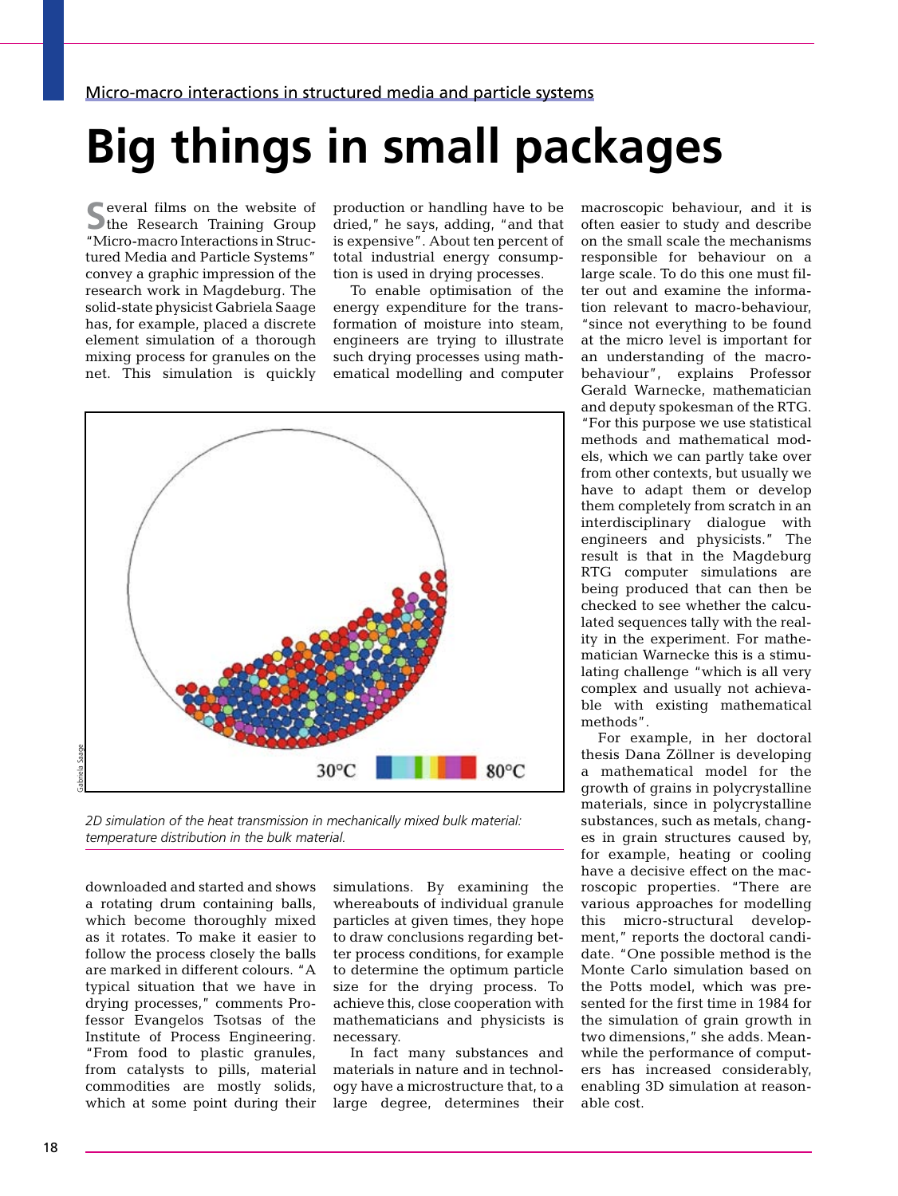Micro-macro interactions in structured media and particle systems

# Big things in small packages

Several films on the website of the Research Training Group "Micro-macro Interactions in Structured Media and Particle Systems" convey a graphic impression of the research work in Magdeburg. The solid-state physicist Gabriela Saage has, for example, placed a discrete element simulation of a thorough mixing process for granules on the net. This simulation is quickly downloaded and started and shows a rotating drum containing balls, which become thoroughly mixed as it rotates. To make it easier to follow the process closely the balls are marked in different colours. "A typical situation that we have in drying processes," comments Professor Evangelos Tsotsas of the Institute of Process Engineering. "From food to plastic granules, from catalysts to pills, material commodities are mostly solids, which at some point during their production or handling have to be dried," he says, adding, "and that is expensive". About ten percent of total industrial energy consumption is used in drying processes.

To enable optimisation of the energy expenditure for the transformation of moisture into steam, engineers are trying to illustrate such drying processes using mathematical modelling and computer simulations. By examining the whereabouts of individual granule particles at given times, they hope to draw conclusions regarding better process conditions, for example to determine the optimum particle size for the drying process. To achieve this, close cooperation with mathematicians and physicists is necessary.

*2D simulation of the heat transmission in mechanically mixed bulk material: temperature distribution in the bulk material.*

In fact many substances and materials in nature and in technology have a microstructure that, to a large degree, determines their macroscopic behaviour, and it is often easier to study and describe on the small scale the mechanisms responsible for behaviour on a large scale. To do this one must filter out and examine the information relevant to macro-behaviour, "since not everything to be found at the micro level is important for an understanding of the macro-behaviour", explains Professor Gerald Warnecke, mathematician and deputy spokesman of the RTG. "For this purpose we use statistical methods and mathematical models, which we can partly take over from other contexts, but usually we have to adapt them or develop them completely from scratch in an interdisciplinary dialogue with engineers and physicists." The result is that in the Magdeburg RTG computer simulations are being produced that can then be checked to see whether the calculated sequences tally with the reality in the experiment. For mathematician Warnecke this is a stimulating challenge "which is all very complex and usually not achievable with existing mathematical methods".

For example, in her doctoral thesis Dana Zöllner is developing a mathematical model for the growth of grains in polycrystalline materials, since in polycrystalline substances, such as metals, changes in grain structures caused by, for example, heating or cooling have a decisive effect on the macroscopic properties. "There are various approaches for modelling this micro-structural development," reports the doctoral candidate. "One possible method is the Monte Carlo simulation based on the Potts model, which was presented for the first time in 1984 for the simulation of grain growth in two dimensions," she adds. Meanwhile the performance of computers has increased considerably, enabling 3D simulation at reasonable cost.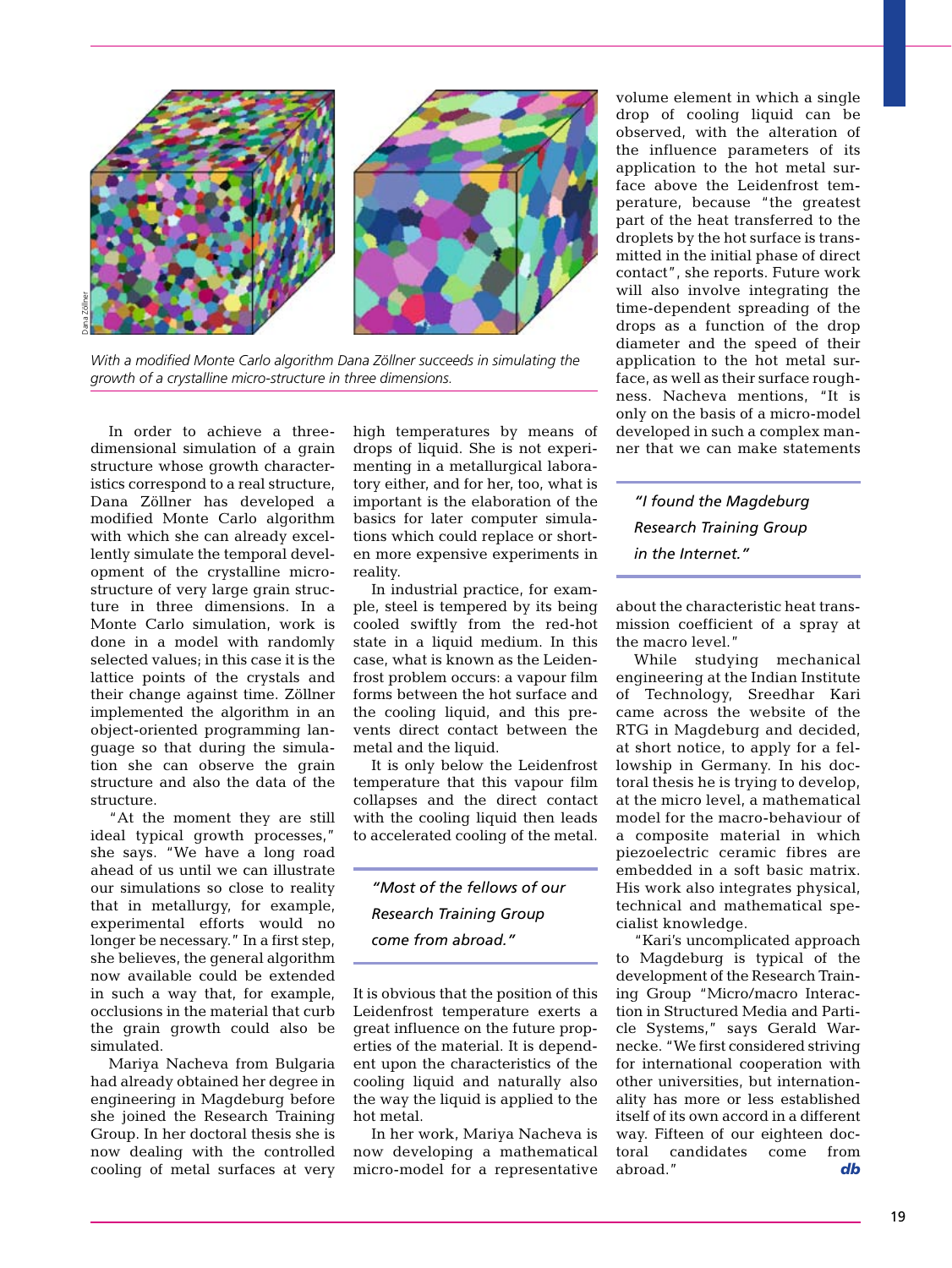With a modified Monte Carlo algorithm Dana Zöllner succeeds in simulating the growth of a crystalline micro-structure in three dimensions.

In order to achieve a three-dimensional simulation of a grain structure whose growth characteristics correspond to a real structure, Dana Zöllner has developed a modified Monte Carlo algorithm with which she can already excellently simulate the temporal development of the crystalline micro-structure of very large grain structure in three dimensions. In a Monte Carlo simulation, work is done in a model with randomly selected values; in this case it is the lattice points of the crystals and their change against time. Zöllner implemented the algorithm in an object-oriented programming language so that during the simulation she can observe the grain structure and also the data of the structure.

"At the moment they are still ideal typical growth processes," she says. "We have a long road ahead of us until we can illustrate our simulations so close to reality that in metallurgy, for example, experimental efforts would no longer be necessary." In a first step, she believes, the general algorithm now available could be extended in such a way that, for example, occlusions in the material that curb the grain growth could also be simulated.

Mariya Nacheva from Bulgaria had already obtained her degree in engineering in Magdeburg before she joined the Research Training Group. In her doctoral thesis she is now dealing with the controlled cooling of metal surfaces at very high temperatures by means of drops of liquid. She is not experimenting in a metallurgical laboratory either, and for her, too, what is important is the elaboration of the basics for later computer simulations which could replace or shorten more expensive experiments in reality.

In industrial practice, for example, steel is tempered by its being cooled swiftly from the red-hot state in a liquid medium. In this case, what is known as the Leidenfrost problem occurs: a vapour film forms between the hot surface and the cooling liquid, and this prevents direct contact between the metal and the liquid.

It is only below the Leidenfrost temperature that this vapour film collapses and the direct contact with the cooling liquid then leads to accelerated cooling of the metal.

*"Most of the fellows of our Research Training Group come from abroad."*

It is obvious that the position of this Leidenfrost temperature exerts a great influence on the future properties of the material. It is dependent upon the characteristics of the cooling liquid and naturally also the way the liquid is applied to the hot metal.

In her work, Mariya Nacheva is now developing a mathematical micro-model for a representative volume element in which a single drop of cooling liquid can be observed, with the alteration of the influence parameters of its application to the hot metal surface above the Leidenfrost temperature, because "the greatest part of the heat transferred to the droplets by the hot surface is transmitted in the initial phase of direct contact", she reports. Future work will also involve integrating the time-dependent spreading of the drops as a function of the drop diameter and the speed of their application to the hot metal surface, as well as their surface roughness. Nacheva mentions, "It is only on the basis of a micro-model developed in such a complex manner that we can make statements about the characteristic heat transmission coefficient of a spray at the macro level."

*"I found the Magdeburg Research Training Group in the Internet."*

While studying mechanical engineering at the Indian Institute of Technology, Sreedhar Kari came across the website of the RTG in Magdeburg and decided, at short notice, to apply for a fellowship in Germany. In his doctoral thesis he is trying to develop, at the micro level, a mathematical model for the macro-behaviour of a composite material in which piezoelectric ceramic fibres are embedded in a soft basic matrix. His work also integrates physical, technical and mathematical specialist knowledge.

"Kari's uncomplicated approach to Magdeburg is typical of the development of the Research Training Group "Micro/macro Interaction in Structured Media and Particle Systems," says Gerald Warnecke. "We first considered striving for international cooperation with other universities, but internationality has more or less established itself of its own accord in a different way. Fifteen of our eighteen doctoral candidates come from abroad." ***db***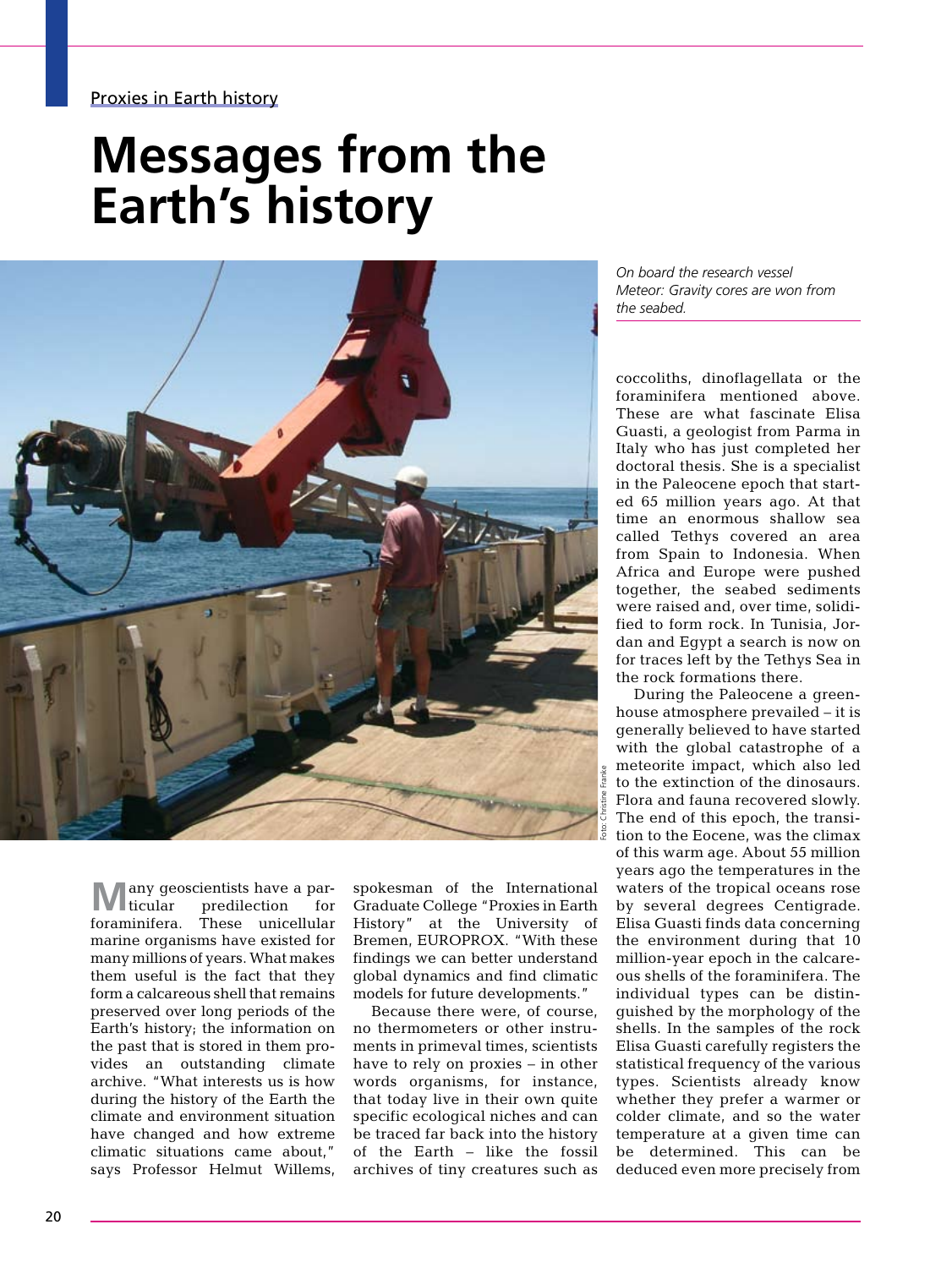Proxies in Earth history

# Messages from the Earth's history

*On board the research vessel Meteor: Gravity cores are won from the seabed.*

Foto: Christine Franke

Many geoscientists have a particular predilection for foraminifera. These unicellular marine organisms have existed for many millions of years. What makes them useful is the fact that they form a calcareous shell that remains preserved over long periods of the Earth's history; the information on the past that is stored in them provides an outstanding climate archive. "What interests us is how during the history of the Earth the climate and environment situation have changed and how extreme climatic situations came about," says Professor Helmut Willems, spokesman of the International Graduate College "Proxies in Earth History" at the University of Bremen, EUROPROX. "With these findings we can better understand global dynamics and find climatic models for future developments."

Because there were, of course, no thermometers or other instruments in primeval times, scientists have to rely on proxies – in other words organisms, for instance, that today live in their own quite specific ecological niches and can be traced far back into the history of the Earth – like the fossil archives of tiny creatures such as coccoliths, dinoflagellata or the foraminifera mentioned above. These are what fascinate Elisa Guasti, a geologist from Parma in Italy who has just completed her doctoral thesis. She is a specialist in the Paleocene epoch that started 65 million years ago. At that time an enormous shallow sea called Tethys covered an area from Spain to Indonesia. When Africa and Europe were pushed together, the seabed sediments were raised and, over time, solidified to form rock. In Tunisia, Jordan and Egypt a search is now on for traces left by the Tethys Sea in the rock formations there.

During the Paleocene a greenhouse atmosphere prevailed – it is generally believed to have started with the global catastrophe of a meteorite impact, which also led to the extinction of the dinosaurs. Flora and fauna recovered slowly. The end of this epoch, the transition to the Eocene, was the climax of this warm age. About 55 million years ago the temperatures in the waters of the tropical oceans rose by several degrees Centigrade. Elisa Guasti finds data concerning the environment during that 10 million-year epoch in the calcareous shells of the foraminifera. The individual types can be distinguished by the morphology of the shells. In the samples of the rock Elisa Guasti carefully registers the statistical frequency of the various types. Scientists already know whether they prefer a warmer or colder climate, and so the water temperature at a given time can be determined. This can be deduced even more precisely from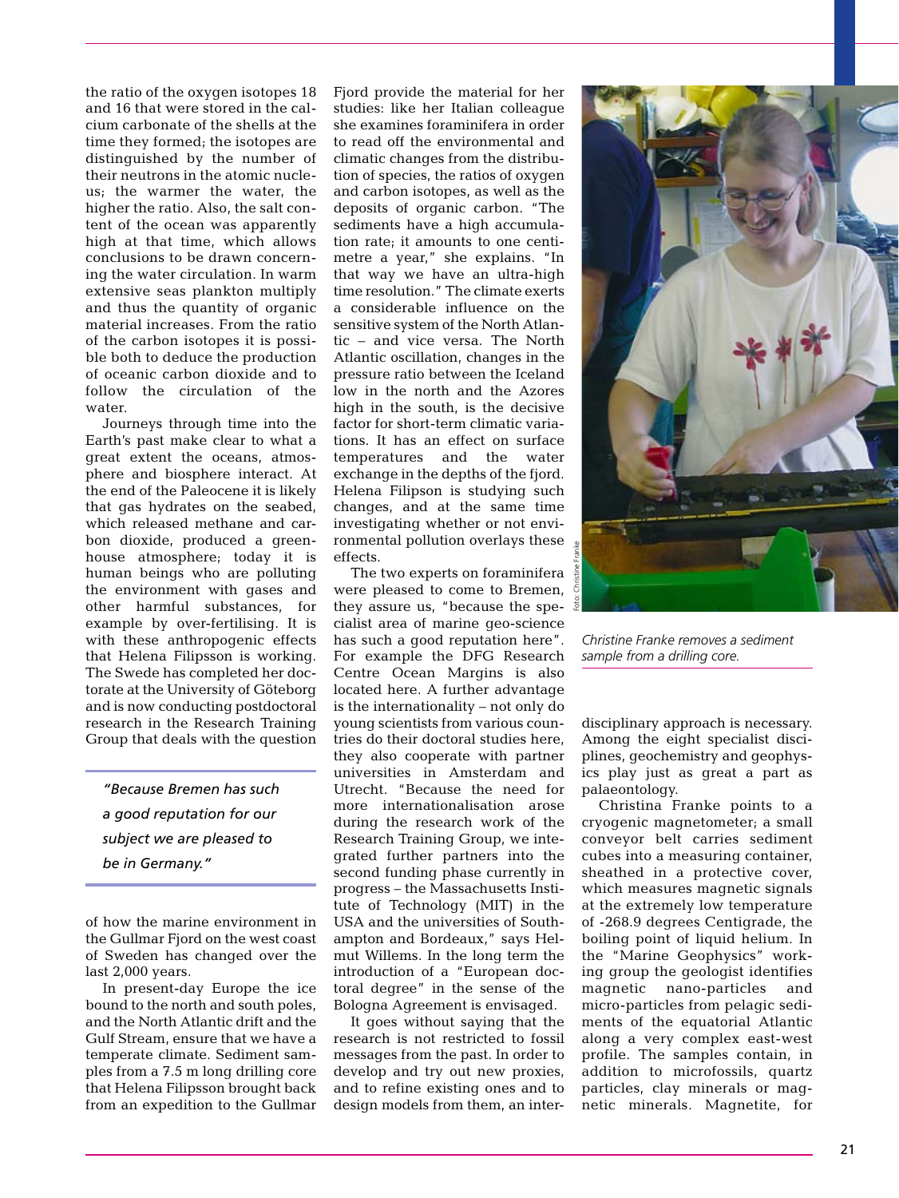the ratio of the oxygen isotopes 18 and 16 that were stored in the calcium carbonate of the shells at the time they formed; the isotopes are distinguished by the number of their neutrons in the atomic nucleus; the warmer the water, the higher the ratio. Also, the salt content of the ocean was apparently high at that time, which allows conclusions to be drawn concerning the water circulation. In warm extensive seas plankton multiply and thus the quantity of organic material increases. From the ratio of the carbon isotopes it is possible both to deduce the production of oceanic carbon dioxide and to follow the circulation of the water.

Journeys through time into the Earth's past make clear to what a great extent the oceans, atmosphere and biosphere interact. At the end of the Paleocene it is likely that gas hydrates on the seabed, which released methane and carbon dioxide, produced a greenhouse atmosphere; today it is human beings who are polluting the environment with gases and other harmful substances, for example by over-fertilising. It is with these anthropogenic effects that Helena Filipsson is working. The Swede has completed her doctorate at the University of Göteborg and is now conducting postdoctoral research in the Research Training Group that deals with the question of how the marine environment in the Gullmar Fjord on the west coast of Sweden has changed over the last 2,000 years.

*"Because Bremen has such a good reputation for our subject we are pleased to be in Germany."*

In present-day Europe the ice bound to the north and south poles, and the North Atlantic drift and the Gulf Stream, ensure that we have a temperate climate. Sediment samples from a 7.5 m long drilling core that Helena Filipsson brought back from an expedition to the Gullmar Fjord provide the material for her studies: like her Italian colleague she examines foraminifera in order to read off the environmental and climatic changes from the distribution of species, the ratios of oxygen and carbon isotopes, as well as the deposits of organic carbon. "The sediments have a high accumulation rate; it amounts to one centimetre a year," she explains. "In that way we have an ultra-high time resolution." The climate exerts a considerable influence on the sensitive system of the North Atlantic – and vice versa. The North Atlantic oscillation, changes in the pressure ratio between the Iceland low in the north and the Azores high in the south, is the decisive factor for short-term climatic variations. It has an effect on surface temperatures and the water exchange in the depths of the fjord. Helena Filipson is studying such changes, and at the same time investigating whether or not environmental pollution overlays these effects.

The two experts on foraminifera were pleased to come to Bremen, they assure us, "because the specialist area of marine geo-science has such a good reputation here". For example the DFG Research Centre Ocean Margins is also located here. A further advantage is the internationality – not only do young scientists from various countries do their doctoral studies here, they also cooperate with partner universities in Amsterdam and Utrecht. "Because the need for more internationalisation arose during the research work of the Research Training Group, we integrated further partners into the second funding phase currently in progress – the Massachusetts Institute of Technology (MIT) in the USA and the universities of Southampton and Bordeaux," says Helmut Willems. In the long term the introduction of a "European doctoral degree" in the sense of the Bologna Agreement is envisaged.

It goes without saying that the research is not restricted to fossil messages from the past. In order to develop and try out new proxies, and to refine existing ones and to design models from them, an interdisciplinary approach is necessary. Among the eight specialist disciplines, geochemistry and geophysics play just as great a part as palaeontology.

Foto: Christine Franke

*Christine Franke removes a sediment sample from a drilling core.*

Christina Franke points to a cryogenic magnetometer; a small conveyor belt carries sediment cubes into a measuring container, sheathed in a protective cover, which measures magnetic signals at the extremely low temperature of -268.9 degrees Centigrade, the boiling point of liquid helium. In the "Marine Geophysics" working group the geologist identifies magnetic nano-particles and micro-particles from pelagic sediments of the equatorial Atlantic along a very complex east-west profile. The samples contain, in addition to microfossils, quartz particles, clay minerals or magnetic minerals. Magnetite, for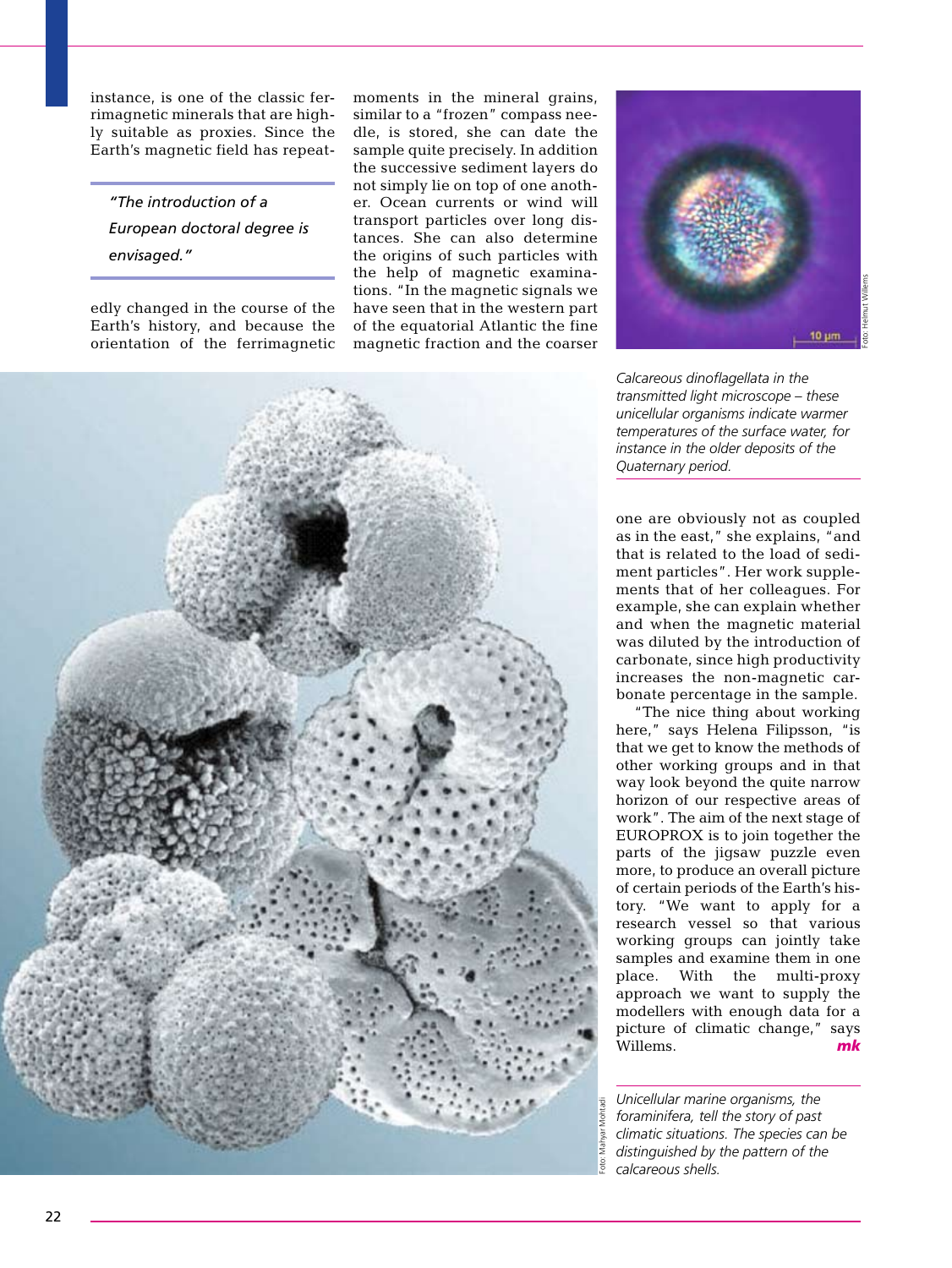instance, is one of the classic ferrimagnetic minerals that are highly suitable as proxies. Since the Earth's magnetic field has repeatedly changed in the course of the Earth's history, and because the orientation of the ferrimagnetic moments in the mineral grains, similar to a "frozen" compass needle, is stored, she can date the sample quite precisely. In addition the successive sediment layers do not simply lie on top of one another. Ocean currents or wind will transport particles over long distances. She can also determine the origins of such particles with the help of magnetic examinations. "In the magnetic signals we have seen that in the western part of the equatorial Atlantic the fine magnetic fraction and the coarser one are obviously not as coupled as in the east," she explains, "and that is related to the load of sediment particles". Her work supplements that of her colleagues. For example, she can explain whether and when the magnetic material was diluted by the introduction of carbonate, since high productivity increases the non-magnetic carbonate percentage in the sample.

*"The introduction of a European doctoral degree is envisaged."*

"The nice thing about working here," says Helena Filipsson, "is that we get to know the methods of other working groups and in that way look beyond the quite narrow horizon of our respective areas of work". The aim of the next stage of EUROPROX is to join together the parts of the jigsaw puzzle even more, to produce an overall picture of certain periods of the Earth's history. "We want to apply for a research vessel so that various working groups can jointly take samples and examine them in one place. With the multi-proxy approach we want to supply the modellers with enough data for a picture of climatic change," says Willems. ***mk***

Foto: Helmut Willems

*Calcareous dinoflagellata in the transmitted light microscope – these unicellular organisms indicate warmer temperatures of the surface water, for instance in the older deposits of the Quaternary period.*

Foto: Mahyar Mohtadi

*Unicellular marine organisms, the foraminifera, tell the story of past climatic situations. The species can be distinguished by the pattern of the calcareous shells.*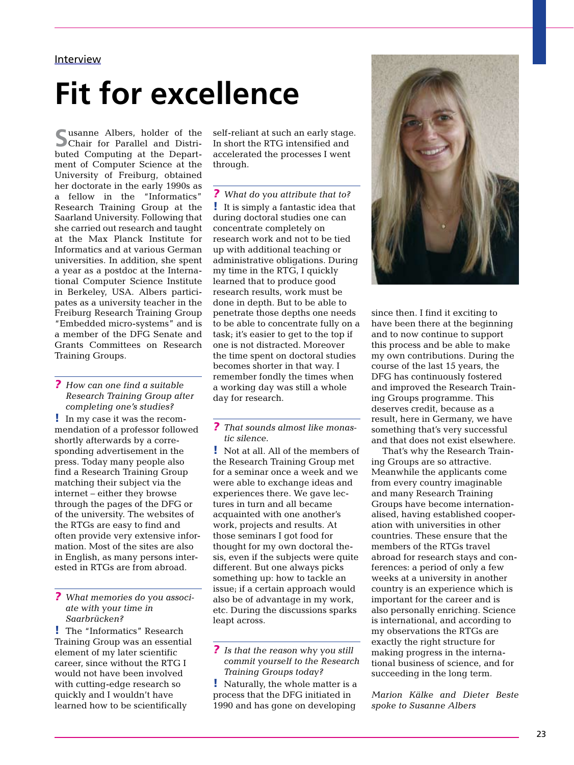Interview

# Fit for excellence

Susanne Albers, holder of the Chair for Parallel and Distributed Computing at the Department of Computer Science at the University of Freiburg, obtained her doctorate in the early 1990s as a fellow in the "Informatics" Research Training Group at the Saarland University. Following that she carried out research and taught at the Max Planck Institute for Informatics and at various German universities. In addition, she spent a year as a postdoc at the International Computer Science Institute in Berkeley, USA. Albers participates as a university teacher in the Freiburg Research Training Group "Embedded micro-systems" and is a member of the DFG Senate and Grants Committees on Research Training Groups.

**?** *How can one find a suitable Research Training Group after completing one's studies?*

**!** In my case it was the recommendation of a professor followed shortly afterwards by a corresponding advertisement in the press. Today many people also find a Research Training Group matching their subject via the internet – either they browse through the pages of the DFG or of the university. The websites of the RTGs are easy to find and often provide very extensive information. Most of the sites are also in English, as many persons interested in RTGs are from abroad.

**?** *What memories do you associate with your time in Saarbrücken?*

**!** The "Informatics" Research Training Group was an essential element of my later scientific career, since without the RTG I would not have been involved with cutting-edge research so quickly and I wouldn't have learned how to be scientifically self-reliant at such an early stage. In short the RTG intensified and accelerated the processes I went through.

**?** *What do you attribute that to?*

**!** It is simply a fantastic idea that during doctoral studies one can concentrate completely on research work and not to be tied up with additional teaching or administrative obligations. During my time in the RTG, I quickly learned that to produce good research results, work must be done in depth. But to be able to penetrate those depths one needs to be able to concentrate fully on a task; it's easier to get to the top if one is not distracted. Moreover the time spent on doctoral studies becomes shorter in that way. I remember fondly the times when a working day was still a whole day for research.

**?** *That sounds almost like monastic silence.*

**!** Not at all. All of the members of the Research Training Group met for a seminar once a week and we were able to exchange ideas and experiences there. We gave lectures in turn and all became acquainted with one another's work, projects and results. At those seminars I got food for thought for my own doctoral thesis, even if the subjects were quite different. But one always picks something up: how to tackle an issue; if a certain approach would also be of advantage in my work, etc. During the discussions sparks leapt across.

**?** *Is that the reason why you still commit yourself to the Research Training Groups today?*

**!** Naturally, the whole matter is a process that the DFG initiated in 1990 and has gone on developing since then. I find it exciting to have been there at the beginning and to now continue to support this process and be able to make my own contributions. During the course of the last 15 years, the DFG has continuously fostered and improved the Research Training Groups programme. This deserves credit, because as a result, here in Germany, we have something that's very successful and that does not exist elsewhere.

That's why the Research Training Groups are so attractive. Meanwhile the applicants come from every country imaginable and many Research Training Groups have become internationalised, having established cooperation with universities in other countries. These ensure that the members of the RTGs travel abroad for research stays and conferences: a period of only a few weeks at a university in another country is an experience which is important for the career and is also personally enriching. Science is international, and according to my observations the RTGs are exactly the right structure for making progress in the international business of science, and for succeeding in the long term.

*Marion Kälke and Dieter Beste spoke to Susanne Albers*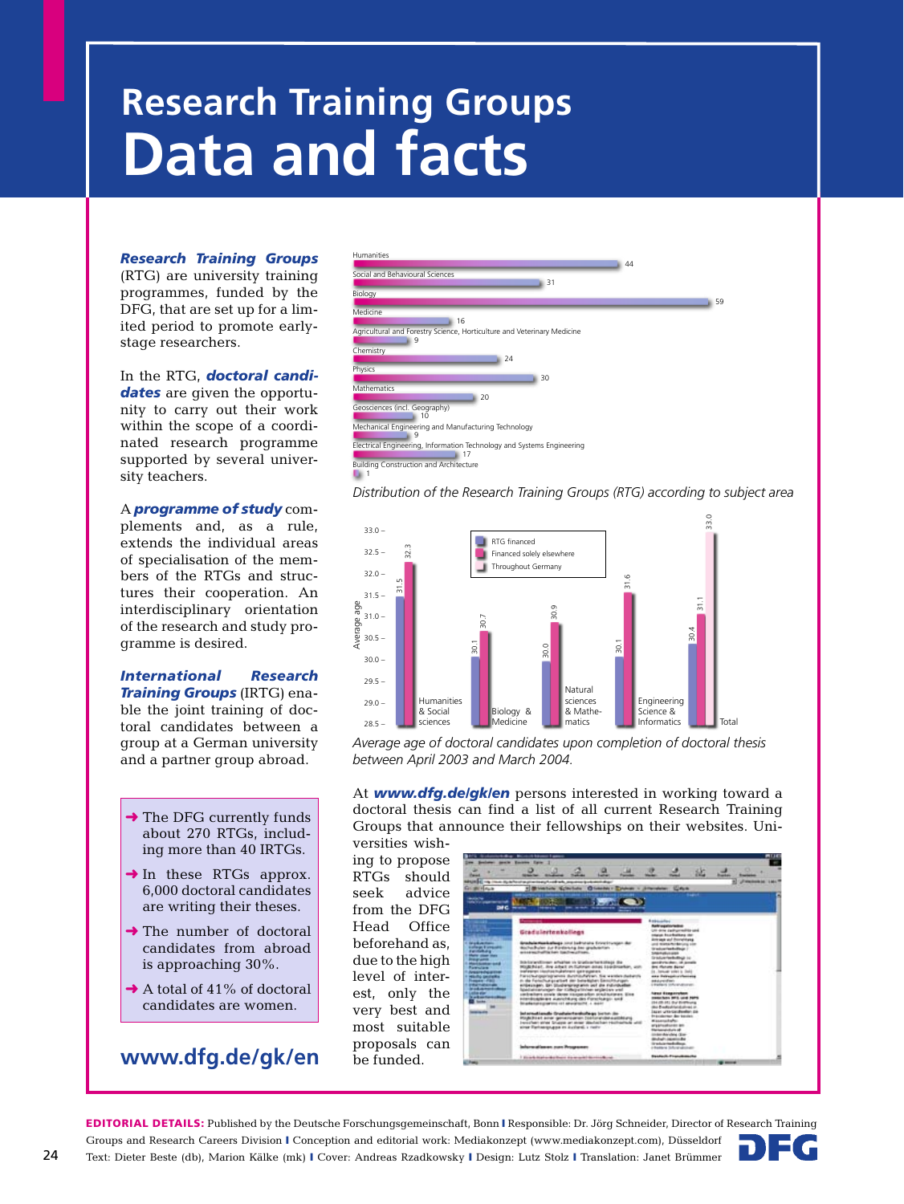# Research Training Groups
# Data and facts

***Research Training Groups*** (RTG) are university training programmes, funded by the DFG, that are set up for a limited period to promote early-stage researchers.

In the RTG, ***doctoral candidates*** are given the opportunity to carry out their work within the scope of a coordinated research programme supported by several university teachers.

A ***programme of study*** complements and, as a rule, extends the individual areas of specialisation of the members of the RTGs and structures their cooperation. An interdisciplinary orientation of the research and study programme is desired.

***International Research Training Groups*** (IRTG) enable the joint training of doctoral candidates between a group at a German university and a partner group abroad.

- ➜ The DFG currently funds about 270 RTGs, including more than 40 IRTGs.
- ➜ In these RTGs approx. 6,000 doctoral candidates are writing their theses.
- ➜ The number of doctoral candidates from abroad is approaching 30%.
- ➜ A total of 41% of doctoral candidates are women.

**www.dfg.de/gk/en**

Humanities
44
Social and Behavioural Sciences
31
Biology
59
Medicine
16
Agricultural and Forestry Science, Horticulture and Veterinary Medicine
9
Chemistry
24
Physics
30
Mathematics
20
Geosciences (incl. Geography)
10
Mechanical Engineering and Manufacturing Technology
9
Electrical Engineering, Information Technology and Systems Engineering
17
Building Construction and Architecture
1

*Distribution of the Research Training Groups (RTG) according to subject area*

RTG financed
Financed solely elsewhere
Throughout Germany

Average age

33.0 – 32.5 – 32.0 – 31.5 – 31.0 – 30.5 – 30.0 – 29.5 – 29.0 – 28.5 –

Humanities & Social sciences: 31.5, 32.3
Biology & Medicine: 30.1, 30.7
Natural sciences & Mathematics: 30.0, 30.9
Engineering Science & Informatics: 30.1, 31.6
Total: 30.4, 31.1, 33.0

*Average age of doctoral candidates upon completion of doctoral thesis between April 2003 and March 2004.*

At ***www.dfg.de/gk/en*** persons interested in working toward a doctoral thesis can find a list of all current Research Training Groups that announce their fellowships on their websites. Universities wishing to propose RTGs should seek advice from the DFG Head Office beforehand as, due to the high level of interest, only the very best and most suitable proposals can be funded.

**EDITORIAL DETAILS:** Published by the Deutsche Forschungsgemeinschaft, Bonn | Responsible: Dr. Jörg Schneider, Director of Research Training Groups and Research Careers Division | Conception and editorial work: Mediakonzept (www.mediakonzept.com), Düsseldorf | Text: Dieter Beste (db), Marion Kälke (mk) | Cover: Andreas Rzadkowsky | Design: Lutz Stolz | Translation: Janet Brümmer

DFG